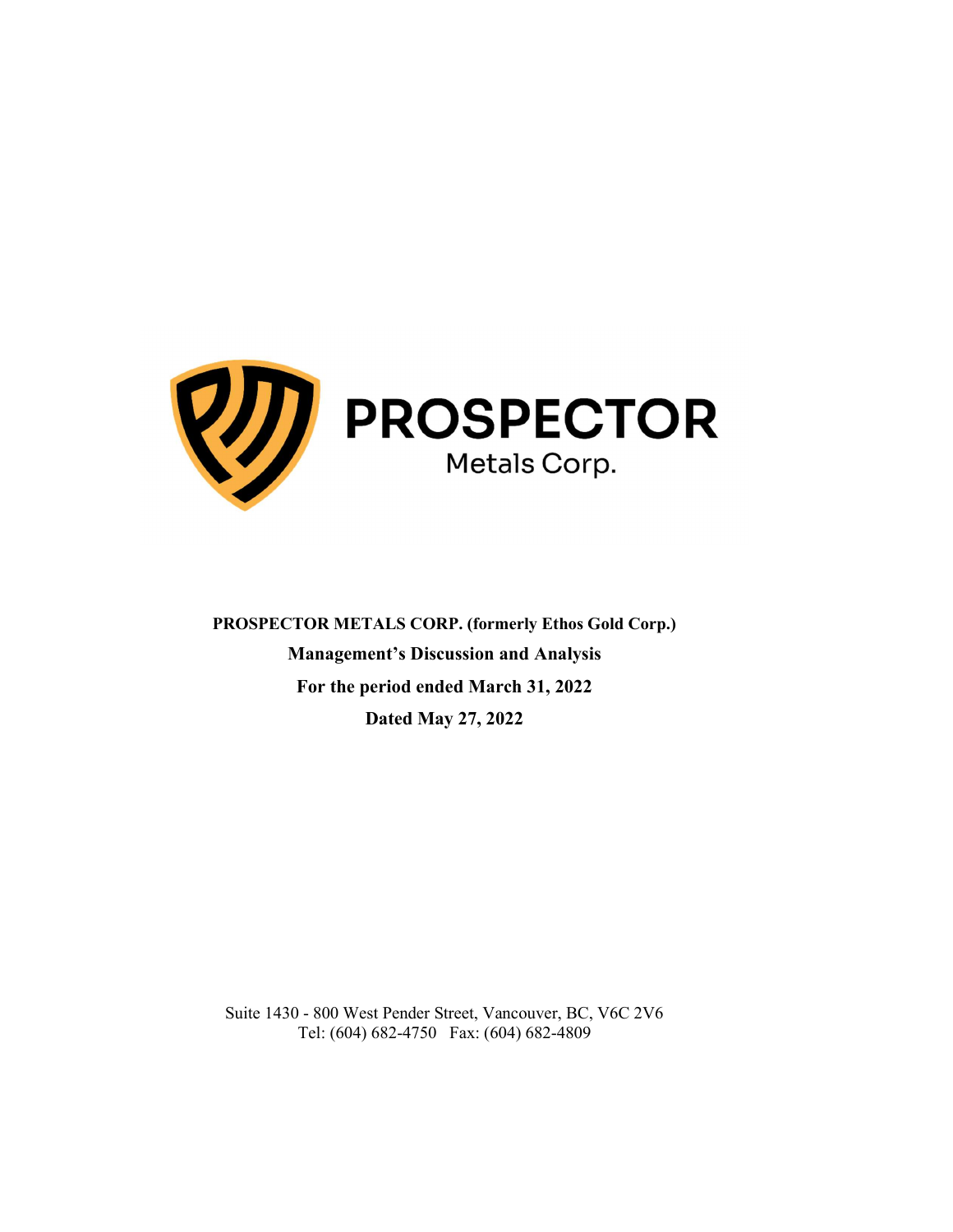PROSPECTOR

Metals Corp.

**PROSPECTOR METALS CORP. (formerly Ethos Gold Corp.)**

**Management's Discussion and Analysis**

**For the period ended March 31, 2022**

**Dated May 27, 2022**

Suite 1430 - 800 West Pender Street, Vancouver, BC, V6C 2V6
Tel: (604) 682-4750 Fax: (604) 682-4809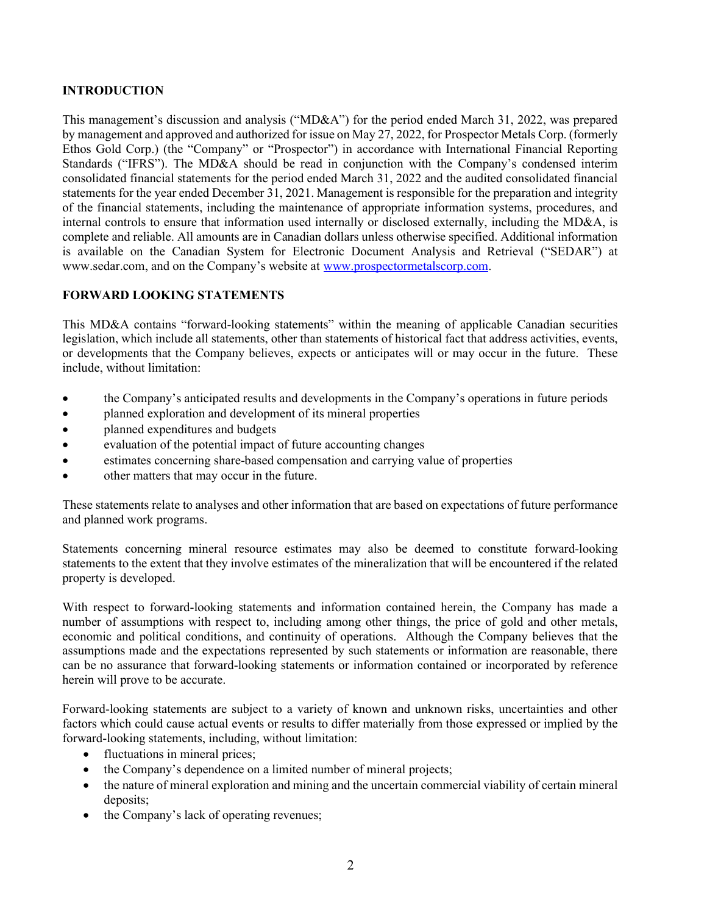## INTRODUCTION

This management's discussion and analysis ("MD&A") for the period ended March 31, 2022, was prepared by management and approved and authorized for issue on May 27, 2022, for Prospector Metals Corp. (formerly Ethos Gold Corp.) (the "Company" or "Prospector") in accordance with International Financial Reporting Standards ("IFRS"). The MD&A should be read in conjunction with the Company's condensed interim consolidated financial statements for the period ended March 31, 2022 and the audited consolidated financial statements for the year ended December 31, 2021. Management is responsible for the preparation and integrity of the financial statements, including the maintenance of appropriate information systems, procedures, and internal controls to ensure that information used internally or disclosed externally, including the MD&A, is complete and reliable. All amounts are in Canadian dollars unless otherwise specified. Additional information is available on the Canadian System for Electronic Document Analysis and Retrieval ("SEDAR") at www.sedar.com, and on the Company's website at www.prospectormetalscorp.com.

## FORWARD LOOKING STATEMENTS

This MD&A contains "forward-looking statements" within the meaning of applicable Canadian securities legislation, which include all statements, other than statements of historical fact that address activities, events, or developments that the Company believes, expects or anticipates will or may occur in the future. These include, without limitation:

- the Company's anticipated results and developments in the Company's operations in future periods
- planned exploration and development of its mineral properties
- planned expenditures and budgets
- evaluation of the potential impact of future accounting changes
- estimates concerning share-based compensation and carrying value of properties
- other matters that may occur in the future.

These statements relate to analyses and other information that are based on expectations of future performance and planned work programs.

Statements concerning mineral resource estimates may also be deemed to constitute forward-looking statements to the extent that they involve estimates of the mineralization that will be encountered if the related property is developed.

With respect to forward-looking statements and information contained herein, the Company has made a number of assumptions with respect to, including among other things, the price of gold and other metals, economic and political conditions, and continuity of operations. Although the Company believes that the assumptions made and the expectations represented by such statements or information are reasonable, there can be no assurance that forward-looking statements or information contained or incorporated by reference herein will prove to be accurate.

Forward-looking statements are subject to a variety of known and unknown risks, uncertainties and other factors which could cause actual events or results to differ materially from those expressed or implied by the forward-looking statements, including, without limitation:

- fluctuations in mineral prices;
- the Company's dependence on a limited number of mineral projects;
- the nature of mineral exploration and mining and the uncertain commercial viability of certain mineral deposits;
- the Company's lack of operating revenues;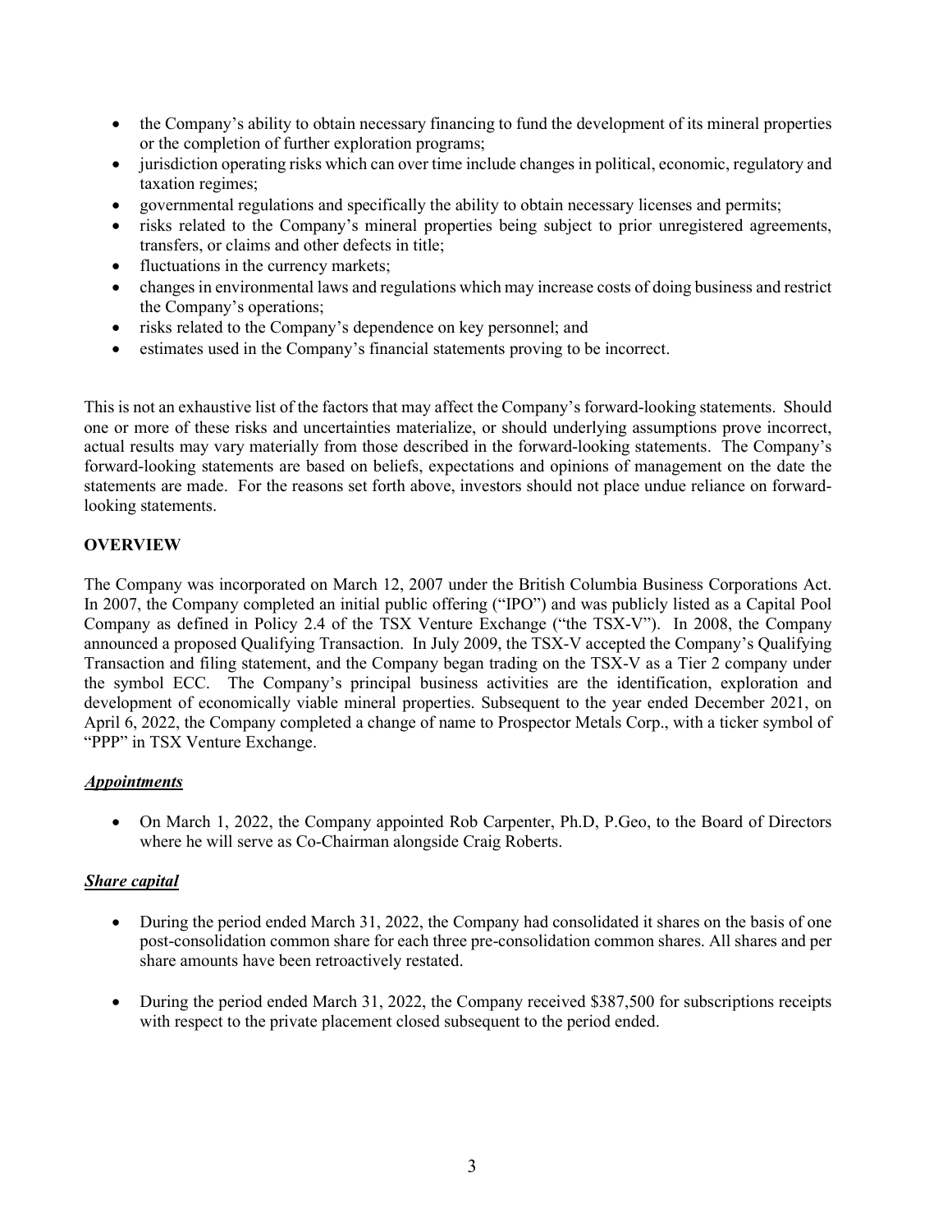- the Company's ability to obtain necessary financing to fund the development of its mineral properties or the completion of further exploration programs;
- jurisdiction operating risks which can over time include changes in political, economic, regulatory and taxation regimes;
- governmental regulations and specifically the ability to obtain necessary licenses and permits;
- risks related to the Company's mineral properties being subject to prior unregistered agreements, transfers, or claims and other defects in title;
- fluctuations in the currency markets;
- changes in environmental laws and regulations which may increase costs of doing business and restrict the Company's operations;
- risks related to the Company's dependence on key personnel; and
- estimates used in the Company's financial statements proving to be incorrect.

This is not an exhaustive list of the factors that may affect the Company's forward-looking statements. Should one or more of these risks and uncertainties materialize, or should underlying assumptions prove incorrect, actual results may vary materially from those described in the forward-looking statements. The Company's forward-looking statements are based on beliefs, expectations and opinions of management on the date the statements are made. For the reasons set forth above, investors should not place undue reliance on forward-looking statements.

## OVERVIEW

The Company was incorporated on March 12, 2007 under the British Columbia Business Corporations Act. In 2007, the Company completed an initial public offering ("IPO") and was publicly listed as a Capital Pool Company as defined in Policy 2.4 of the TSX Venture Exchange ("the TSX-V"). In 2008, the Company announced a proposed Qualifying Transaction. In July 2009, the TSX-V accepted the Company's Qualifying Transaction and filing statement, and the Company began trading on the TSX-V as a Tier 2 company under the symbol ECC. The Company's principal business activities are the identification, exploration and development of economically viable mineral properties. Subsequent to the year ended December 2021, on April 6, 2022, the Company completed a change of name to Prospector Metals Corp., with a ticker symbol of "PPP" in TSX Venture Exchange.

### ***Appointments***

- On March 1, 2022, the Company appointed Rob Carpenter, Ph.D, P.Geo, to the Board of Directors where he will serve as Co-Chairman alongside Craig Roberts.

### ***Share capital***

- During the period ended March 31, 2022, the Company had consolidated it shares on the basis of one post-consolidation common share for each three pre-consolidation common shares. All shares and per share amounts have been retroactively restated.

- During the period ended March 31, 2022, the Company received $387,500 for subscriptions receipts with respect to the private placement closed subsequent to the period ended.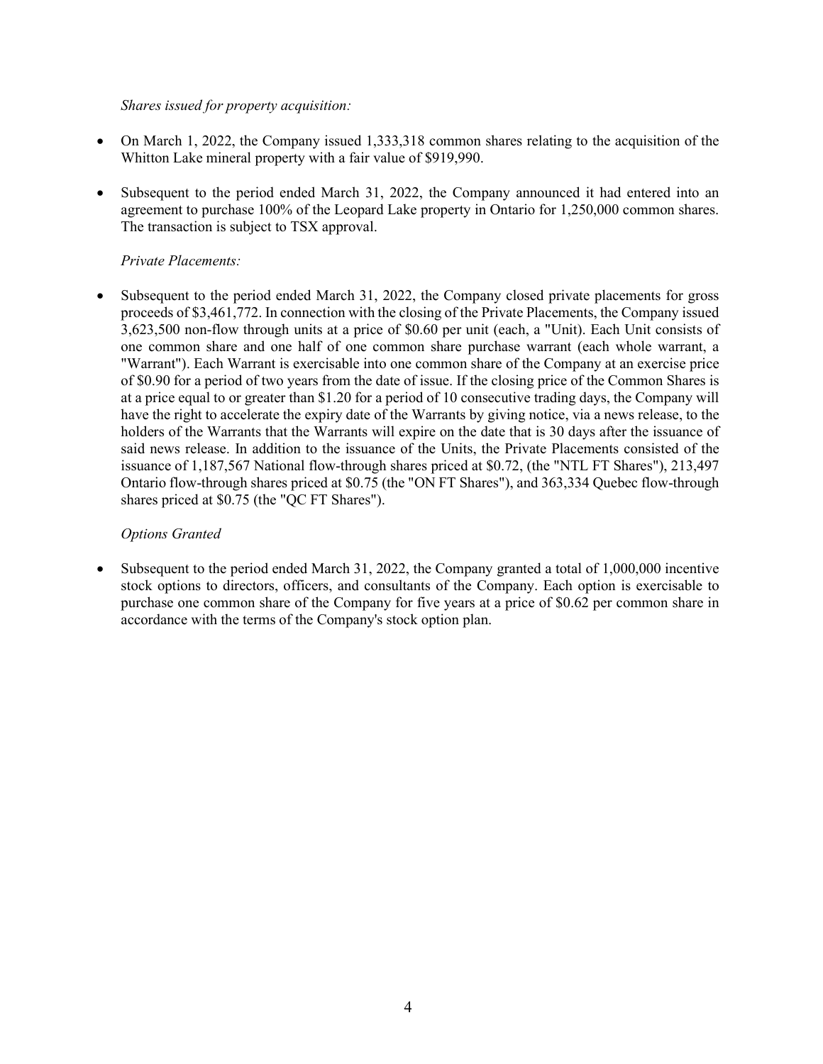*Shares issued for property acquisition:*

- On March 1, 2022, the Company issued 1,333,318 common shares relating to the acquisition of the Whitton Lake mineral property with a fair value of $919,990.
- Subsequent to the period ended March 31, 2022, the Company announced it had entered into an agreement to purchase 100% of the Leopard Lake property in Ontario for 1,250,000 common shares. The transaction is subject to TSX approval.

*Private Placements:*

- Subsequent to the period ended March 31, 2022, the Company closed private placements for gross proceeds of $3,461,772. In connection with the closing of the Private Placements, the Company issued 3,623,500 non-flow through units at a price of $0.60 per unit (each, a "Unit). Each Unit consists of one common share and one half of one common share purchase warrant (each whole warrant, a "Warrant"). Each Warrant is exercisable into one common share of the Company at an exercise price of $0.90 for a period of two years from the date of issue. If the closing price of the Common Shares is at a price equal to or greater than $1.20 for a period of 10 consecutive trading days, the Company will have the right to accelerate the expiry date of the Warrants by giving notice, via a news release, to the holders of the Warrants that the Warrants will expire on the date that is 30 days after the issuance of said news release. In addition to the issuance of the Units, the Private Placements consisted of the issuance of 1,187,567 National flow-through shares priced at $0.72, (the "NTL FT Shares"), 213,497 Ontario flow-through shares priced at $0.75 (the "ON FT Shares"), and 363,334 Quebec flow-through shares priced at $0.75 (the "QC FT Shares").

*Options Granted*

- Subsequent to the period ended March 31, 2022, the Company granted a total of 1,000,000 incentive stock options to directors, officers, and consultants of the Company. Each option is exercisable to purchase one common share of the Company for five years at a price of $0.62 per common share in accordance with the terms of the Company's stock option plan.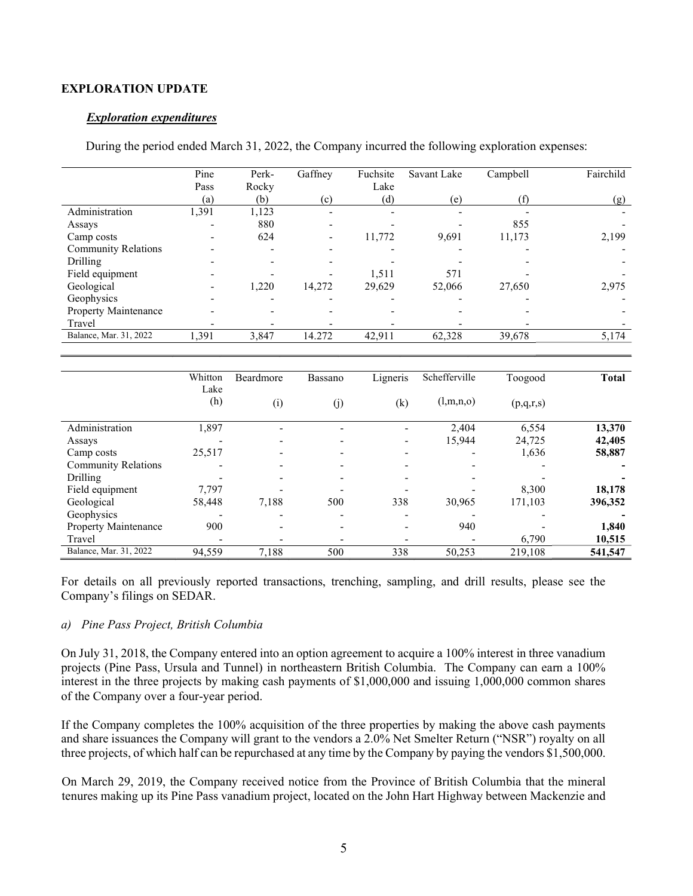## EXPLORATION UPDATE

### *Exploration expenditures*

During the period ended March 31, 2022, the Company incurred the following exploration expenses:

| | Pine Pass (a) | Perk-Rocky (b) | Gaffney (c) | Fuchsite Lake (d) | Savant Lake (e) | Campbell (f) | Fairchild (g) |
|---|---|---|---|---|---|---|---|
| Administration | 1,391 | 1,123 | - | - | - | - | - |
| Assays | - | 880 | - | - | - | 855 | - |
| Camp costs | - | 624 | - | 11,772 | 9,691 | 11,173 | 2,199 |
| Community Relations | - | - | - | - | - | - | - |
| Drilling | - | - | - | - | - | - | - |
| Field equipment | - | - | - | 1,511 | 571 | - | - |
| Geological | - | 1,220 | 14,272 | 29,629 | 52,066 | 27,650 | 2,975 |
| Geophysics | - | - | - | - | - | - | - |
| Property Maintenance | - | - | - | - | - | - | - |
| Travel | - | - | - | - | - | - | - |
| Balance, Mar. 31, 2022 | 1,391 | 3,847 | 14.272 | 42,911 | 62,328 | 39,678 | 5,174 |

| | Whitton Lake (h) | Beardmore (i) | Bassano (j) | Ligneris (k) | Schefferville (l,m,n,o) | Toogood (p,q,r,s) | **Total** |
|---|---|---|---|---|---|---|---|
| Administration | 1,897 | - | - | - | 2,404 | 6,554 | **13,370** |
| Assays | - | - | - | - | 15,944 | 24,725 | **42,405** |
| Camp costs | 25,517 | - | - | - | - | 1,636 | **58,887** |
| Community Relations | - | - | - | - | - | - | **-** |
| Drilling | - | - | - | - | - | - | **-** |
| Field equipment | 7,797 | - | - | - | - | 8,300 | **18,178** |
| Geological | 58,448 | 7,188 | 500 | 338 | 30,965 | 171,103 | **396,352** |
| Geophysics | - | - | - | - | - | - | **-** |
| Property Maintenance | 900 | - | - | - | 940 | - | **1,840** |
| Travel | - | - | - | - | - | 6,790 | **10,515** |
| Balance, Mar. 31, 2022 | 94,559 | 7,188 | 500 | 338 | 50,253 | 219,108 | **541,547** |

For details on all previously reported transactions, trenching, sampling, and drill results, please see the Company's filings on SEDAR.

*a) Pine Pass Project, British Columbia*

On July 31, 2018, the Company entered into an option agreement to acquire a 100% interest in three vanadium projects (Pine Pass, Ursula and Tunnel) in northeastern British Columbia. The Company can earn a 100% interest in the three projects by making cash payments of $1,000,000 and issuing 1,000,000 common shares of the Company over a four-year period.

If the Company completes the 100% acquisition of the three properties by making the above cash payments and share issuances the Company will grant to the vendors a 2.0% Net Smelter Return ("NSR") royalty on all three projects, of which half can be repurchased at any time by the Company by paying the vendors $1,500,000.

On March 29, 2019, the Company received notice from the Province of British Columbia that the mineral tenures making up its Pine Pass vanadium project, located on the John Hart Highway between Mackenzie and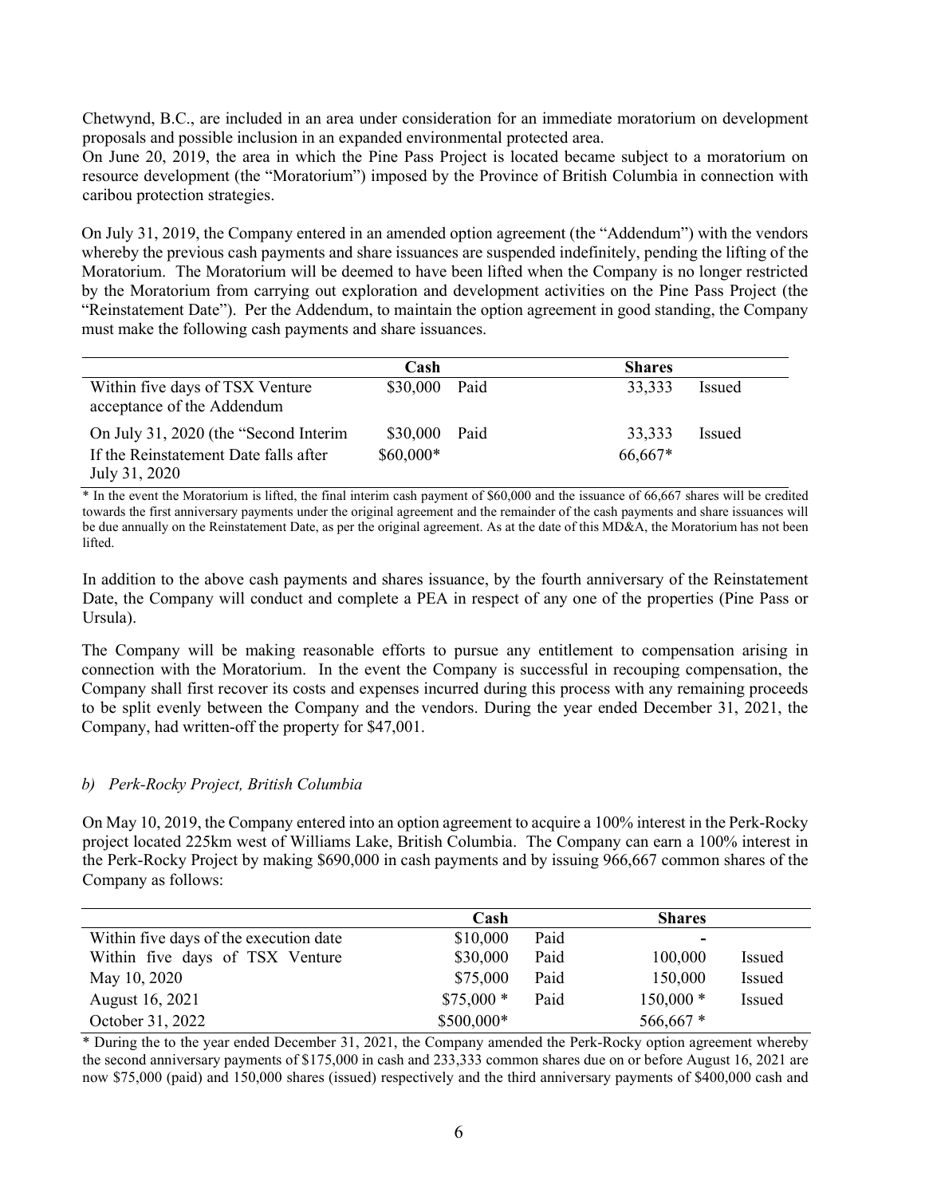Chetwynd, B.C., are included in an area under consideration for an immediate moratorium on development proposals and possible inclusion in an expanded environmental protected area.
On June 20, 2019, the area in which the Pine Pass Project is located became subject to a moratorium on resource development (the "Moratorium") imposed by the Province of British Columbia in connection with caribou protection strategies.

On July 31, 2019, the Company entered in an amended option agreement (the "Addendum") with the vendors whereby the previous cash payments and share issuances are suspended indefinitely, pending the lifting of the Moratorium. The Moratorium will be deemed to have been lifted when the Company is no longer restricted by the Moratorium from carrying out exploration and development activities on the Pine Pass Project (the "Reinstatement Date"). Per the Addendum, to maintain the option agreement in good standing, the Company must make the following cash payments and share issuances.

| | Cash | | Shares | |
|---|---|---|---|---|
| Within five days of TSX Venture acceptance of the Addendum | \$30,000 | Paid | 33,333 | Issued |
| On July 31, 2020 (the "Second Interim | \$30,000 | Paid | 33,333 | Issued |
| If the Reinstatement Date falls after July 31, 2020 | \$60,000* | | 66,667* | |

* In the event the Moratorium is lifted, the final interim cash payment of \$60,000 and the issuance of 66,667 shares will be credited towards the first anniversary payments under the original agreement and the remainder of the cash payments and share issuances will be due annually on the Reinstatement Date, as per the original agreement. As at the date of this MD&A, the Moratorium has not been lifted.

In addition to the above cash payments and shares issuance, by the fourth anniversary of the Reinstatement Date, the Company will conduct and complete a PEA in respect of any one of the properties (Pine Pass or Ursula).

The Company will be making reasonable efforts to pursue any entitlement to compensation arising in connection with the Moratorium. In the event the Company is successful in recouping compensation, the Company shall first recover its costs and expenses incurred during this process with any remaining proceeds to be split evenly between the Company and the vendors. During the year ended December 31, 2021, the Company, had written-off the property for \$47,001.

### *b) Perk-Rocky Project, British Columbia*

On May 10, 2019, the Company entered into an option agreement to acquire a 100% interest in the Perk-Rocky project located 225km west of Williams Lake, British Columbia. The Company can earn a 100% interest in the Perk-Rocky Project by making \$690,000 in cash payments and by issuing 966,667 common shares of the Company as follows:

| | Cash | | Shares | |
|---|---|---|---|---|
| Within five days of the execution date | \$10,000 | Paid | - | |
| Within five days of TSX Venture | \$30,000 | Paid | 100,000 | Issued |
| May 10, 2020 | \$75,000 | Paid | 150,000 | Issued |
| August 16, 2021 | \$75,000 * | Paid | 150,000 * | Issued |
| October 31, 2022 | \$500,000* | | 566,667 * | |

* During the to the year ended December 31, 2021, the Company amended the Perk-Rocky option agreement whereby the second anniversary payments of \$175,000 in cash and 233,333 common shares due on or before August 16, 2021 are now \$75,000 (paid) and 150,000 shares (issued) respectively and the third anniversary payments of \$400,000 cash and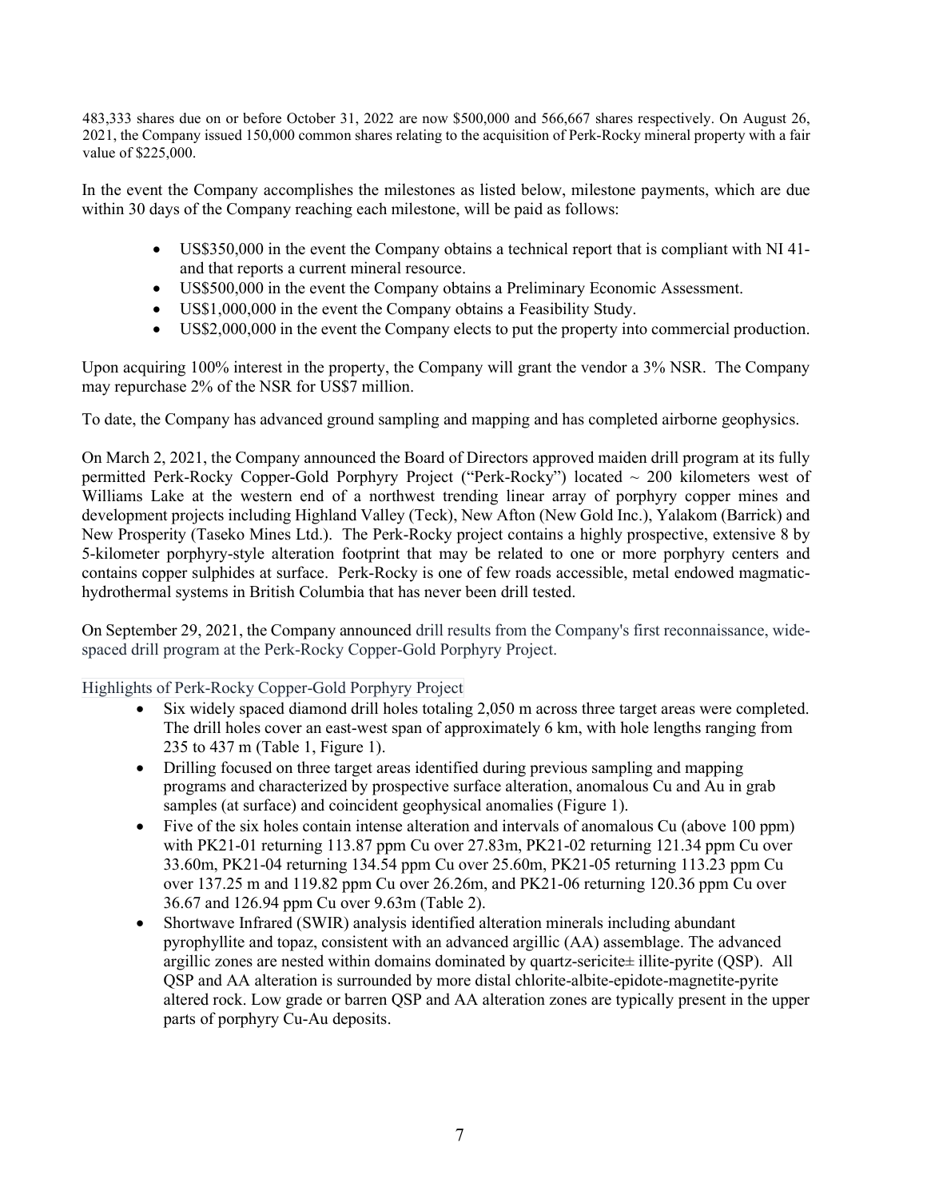483,333 shares due on or before October 31, 2022 are now $500,000 and 566,667 shares respectively. On August 26, 2021, the Company issued 150,000 common shares relating to the acquisition of Perk-Rocky mineral property with a fair value of $225,000.

In the event the Company accomplishes the milestones as listed below, milestone payments, which are due within 30 days of the Company reaching each milestone, will be paid as follows:

- US$350,000 in the event the Company obtains a technical report that is compliant with NI 41-and that reports a current mineral resource.
- US$500,000 in the event the Company obtains a Preliminary Economic Assessment.
- US$1,000,000 in the event the Company obtains a Feasibility Study.
- US$2,000,000 in the event the Company elects to put the property into commercial production.

Upon acquiring 100% interest in the property, the Company will grant the vendor a 3% NSR. The Company may repurchase 2% of the NSR for US$7 million.

To date, the Company has advanced ground sampling and mapping and has completed airborne geophysics.

On March 2, 2021, the Company announced the Board of Directors approved maiden drill program at its fully permitted Perk-Rocky Copper-Gold Porphyry Project ("Perk-Rocky") located ~ 200 kilometers west of Williams Lake at the western end of a northwest trending linear array of porphyry copper mines and development projects including Highland Valley (Teck), New Afton (New Gold Inc.), Yalakom (Barrick) and New Prosperity (Taseko Mines Ltd.). The Perk-Rocky project contains a highly prospective, extensive 8 by 5-kilometer porphyry-style alteration footprint that may be related to one or more porphyry centers and contains copper sulphides at surface. Perk-Rocky is one of few roads accessible, metal endowed magmatic-hydrothermal systems in British Columbia that has never been drill tested.

On September 29, 2021, the Company announced drill results from the Company's first reconnaissance, wide-spaced drill program at the Perk-Rocky Copper-Gold Porphyry Project.

Highlights of Perk-Rocky Copper-Gold Porphyry Project

- Six widely spaced diamond drill holes totaling 2,050 m across three target areas were completed. The drill holes cover an east-west span of approximately 6 km, with hole lengths ranging from 235 to 437 m (Table 1, Figure 1).
- Drilling focused on three target areas identified during previous sampling and mapping programs and characterized by prospective surface alteration, anomalous Cu and Au in grab samples (at surface) and coincident geophysical anomalies (Figure 1).
- Five of the six holes contain intense alteration and intervals of anomalous Cu (above 100 ppm) with PK21-01 returning 113.87 ppm Cu over 27.83m, PK21-02 returning 121.34 ppm Cu over 33.60m, PK21-04 returning 134.54 ppm Cu over 25.60m, PK21-05 returning 113.23 ppm Cu over 137.25 m and 119.82 ppm Cu over 26.26m, and PK21-06 returning 120.36 ppm Cu over 36.67 and 126.94 ppm Cu over 9.63m (Table 2).
- Shortwave Infrared (SWIR) analysis identified alteration minerals including abundant pyrophyllite and topaz, consistent with an advanced argillic (AA) assemblage. The advanced argillic zones are nested within domains dominated by quartz-sericite± illite-pyrite (QSP). All QSP and AA alteration is surrounded by more distal chlorite-albite-epidote-magnetite-pyrite altered rock. Low grade or barren QSP and AA alteration zones are typically present in the upper parts of porphyry Cu-Au deposits.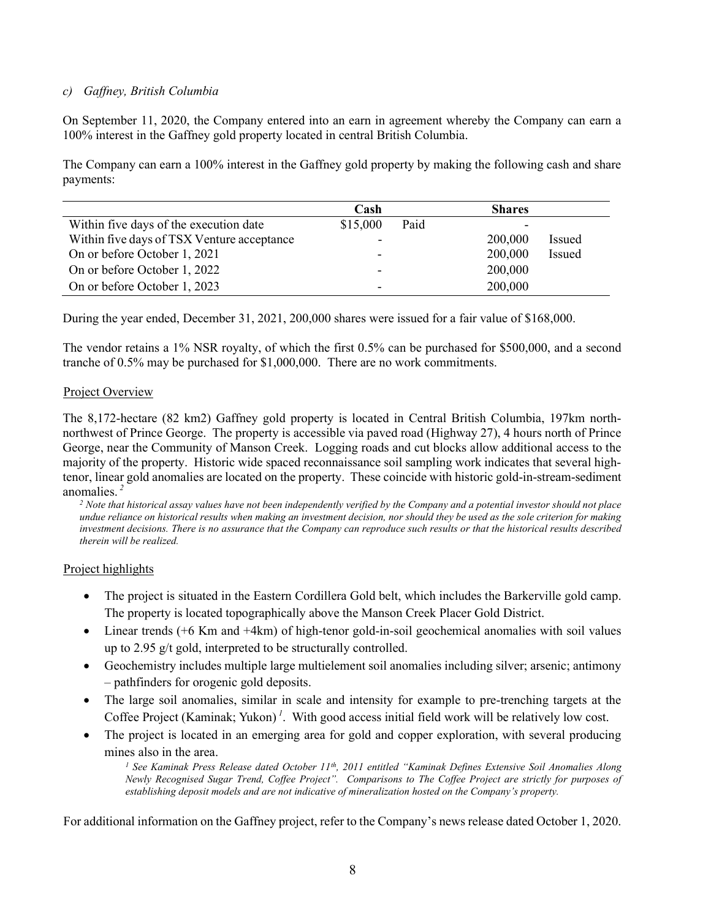*c) Gaffney, British Columbia*

On September 11, 2020, the Company entered into an earn in agreement whereby the Company can earn a 100% interest in the Gaffney gold property located in central British Columbia.

The Company can earn a 100% interest in the Gaffney gold property by making the following cash and share payments:

| | Cash | | Shares | |
|---|---|---|---|---|
| Within five days of the execution date | $15,000 | Paid | - | |
| Within five days of TSX Venture acceptance | - | | 200,000 | Issued |
| On or before October 1, 2021 | - | | 200,000 | Issued |
| On or before October 1, 2022 | - | | 200,000 | |
| On or before October 1, 2023 | - | | 200,000 | |

During the year ended, December 31, 2021, 200,000 shares were issued for a fair value of $168,000.

The vendor retains a 1% NSR royalty, of which the first 0.5% can be purchased for $500,000, and a second tranche of 0.5% may be purchased for $1,000,000. There are no work commitments.

Project Overview

The 8,172-hectare (82 km2) Gaffney gold property is located in Central British Columbia, 197km north-northwest of Prince George. The property is accessible via paved road (Highway 27), 4 hours north of Prince George, near the Community of Manson Creek. Logging roads and cut blocks allow additional access to the majority of the property. Historic wide spaced reconnaissance soil sampling work indicates that several high-tenor, linear gold anomalies are located on the property. These coincide with historic gold-in-stream-sediment anomalies.[2]

*[2] Note that historical assay values have not been independently verified by the Company and a potential investor should not place undue reliance on historical results when making an investment decision, nor should they be used as the sole criterion for making investment decisions. There is no assurance that the Company can reproduce such results or that the historical results described therein will be realized.*

Project highlights

- The project is situated in the Eastern Cordillera Gold belt, which includes the Barkerville gold camp. The property is located topographically above the Manson Creek Placer Gold District.
- Linear trends (+6 Km and +4km) of high-tenor gold-in-soil geochemical anomalies with soil values up to 2.95 g/t gold, interpreted to be structurally controlled.
- Geochemistry includes multiple large multielement soil anomalies including silver; arsenic; antimony – pathfinders for orogenic gold deposits.
- The large soil anomalies, similar in scale and intensity for example to pre-trenching targets at the Coffee Project (Kaminak; Yukon)[1]. With good access initial field work will be relatively low cost.
- The project is located in an emerging area for gold and copper exploration, with several producing mines also in the area.

*[1] See Kaminak Press Release dated October 11th, 2011 entitled "Kaminak Defines Extensive Soil Anomalies Along Newly Recognised Sugar Trend, Coffee Project". Comparisons to The Coffee Project are strictly for purposes of establishing deposit models and are not indicative of mineralization hosted on the Company's property.*

For additional information on the Gaffney project, refer to the Company's news release dated October 1, 2020.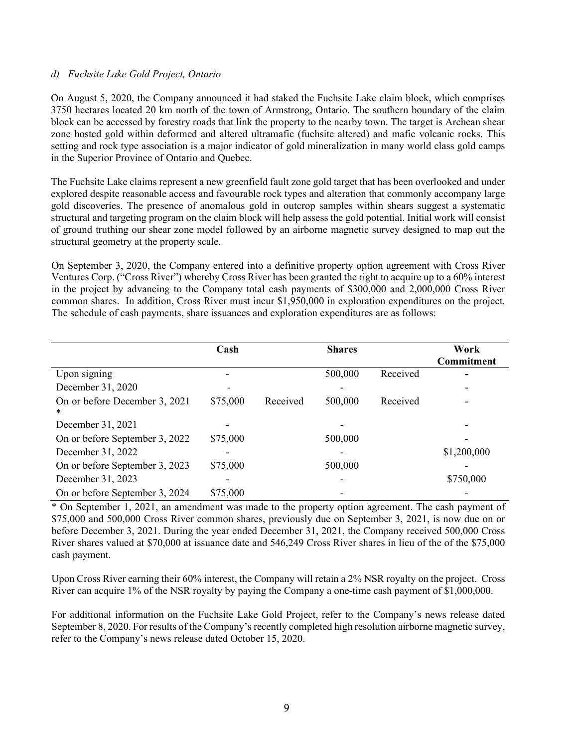*d) Fuchsite Lake Gold Project, Ontario*

On August 5, 2020, the Company announced it had staked the Fuchsite Lake claim block, which comprises 3750 hectares located 20 km north of the town of Armstrong, Ontario. The southern boundary of the claim block can be accessed by forestry roads that link the property to the nearby town. The target is Archean shear zone hosted gold within deformed and altered ultramafic (fuchsite altered) and mafic volcanic rocks. This setting and rock type association is a major indicator of gold mineralization in many world class gold camps in the Superior Province of Ontario and Quebec.

The Fuchsite Lake claims represent a new greenfield fault zone gold target that has been overlooked and under explored despite reasonable access and favourable rock types and alteration that commonly accompany large gold discoveries. The presence of anomalous gold in outcrop samples within shears suggest a systematic structural and targeting program on the claim block will help assess the gold potential. Initial work will consist of ground truthing our shear zone model followed by an airborne magnetic survey designed to map out the structural geometry at the property scale.

On September 3, 2020, the Company entered into a definitive property option agreement with Cross River Ventures Corp. ("Cross River") whereby Cross River has been granted the right to acquire up to a 60% interest in the project by advancing to the Company total cash payments of $300,000 and 2,000,000 Cross River common shares. In addition, Cross River must incur $1,950,000 in exploration expenditures on the project. The schedule of cash payments, share issuances and exploration expenditures are as follows:

| | Cash | | Shares | | Work Commitment |
|---|---|---|---|---|---|
| Upon signing | - | | 500,000 | Received | - |
| December 31, 2020 | - | | - | | - |
| On or before December 3, 2021 * | $75,000 | Received | 500,000 | Received | - |
| December 31, 2021 | - | | - | | - |
| On or before September 3, 2022 | $75,000 | | 500,000 | | - |
| December 31, 2022 | - | | - | | $1,200,000 |
| On or before September 3, 2023 | $75,000 | | 500,000 | | - |
| December 31, 2023 | - | | - | | $750,000 |
| On or before September 3, 2024 | $75,000 | | - | | - |

\* On September 1, 2021, an amendment was made to the property option agreement. The cash payment of $75,000 and 500,000 Cross River common shares, previously due on September 3, 2021, is now due on or before December 3, 2021. During the year ended December 31, 2021, the Company received 500,000 Cross River shares valued at $70,000 at issuance date and 546,249 Cross River shares in lieu of the of the $75,000 cash payment.

Upon Cross River earning their 60% interest, the Company will retain a 2% NSR royalty on the project. Cross River can acquire 1% of the NSR royalty by paying the Company a one-time cash payment of $1,000,000.

For additional information on the Fuchsite Lake Gold Project, refer to the Company's news release dated September 8, 2020. For results of the Company's recently completed high resolution airborne magnetic survey, refer to the Company's news release dated October 15, 2020.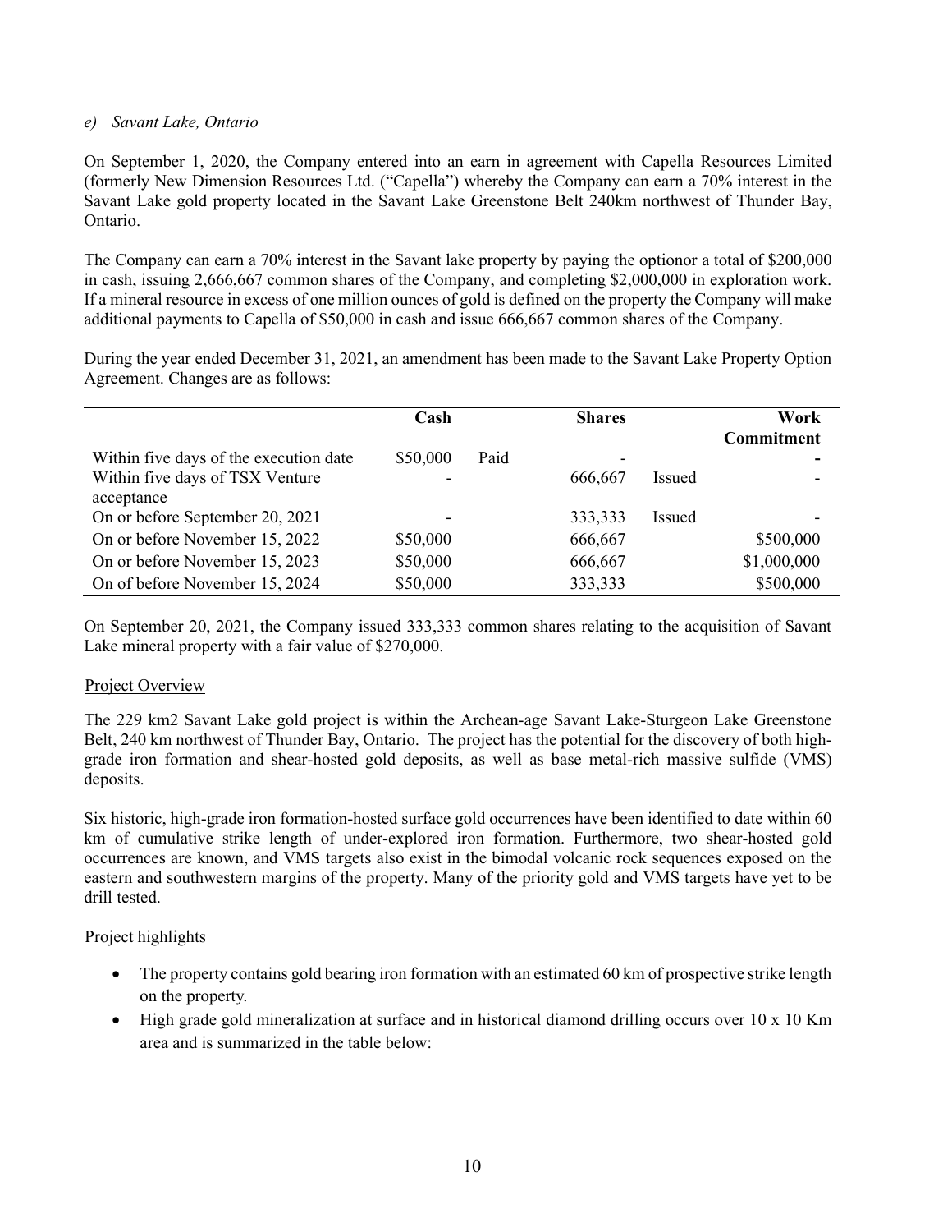*e) Savant Lake, Ontario*

On September 1, 2020, the Company entered into an earn in agreement with Capella Resources Limited (formerly New Dimension Resources Ltd. ("Capella") whereby the Company can earn a 70% interest in the Savant Lake gold property located in the Savant Lake Greenstone Belt 240km northwest of Thunder Bay, Ontario.

The Company can earn a 70% interest in the Savant lake property by paying the optionor a total of $200,000 in cash, issuing 2,666,667 common shares of the Company, and completing $2,000,000 in exploration work. If a mineral resource in excess of one million ounces of gold is defined on the property the Company will make additional payments to Capella of $50,000 in cash and issue 666,667 common shares of the Company.

During the year ended December 31, 2021, an amendment has been made to the Savant Lake Property Option Agreement. Changes are as follows:

| | **Cash** | | **Shares** | | **Work Commitment** |
|---|---|---|---|---|---|
| Within five days of the execution date | $50,000 | Paid | - | | - |
| Within five days of TSX Venture acceptance | - | | 666,667 | Issued | - |
| On or before September 20, 2021 | - | | 333,333 | Issued | - |
| On or before November 15, 2022 | $50,000 | | 666,667 | | $500,000 |
| On or before November 15, 2023 | $50,000 | | 666,667 | | $1,000,000 |
| On of before November 15, 2024 | $50,000 | | 333,333 | | $500,000 |

On September 20, 2021, the Company issued 333,333 common shares relating to the acquisition of Savant Lake mineral property with a fair value of $270,000.

<u>Project Overview</u>

The 229 km2 Savant Lake gold project is within the Archean-age Savant Lake-Sturgeon Lake Greenstone Belt, 240 km northwest of Thunder Bay, Ontario. The project has the potential for the discovery of both high-grade iron formation and shear-hosted gold deposits, as well as base metal-rich massive sulfide (VMS) deposits.

Six historic, high-grade iron formation-hosted surface gold occurrences have been identified to date within 60 km of cumulative strike length of under-explored iron formation. Furthermore, two shear-hosted gold occurrences are known, and VMS targets also exist in the bimodal volcanic rock sequences exposed on the eastern and southwestern margins of the property. Many of the priority gold and VMS targets have yet to be drill tested.

<u>Project highlights</u>

- The property contains gold bearing iron formation with an estimated 60 km of prospective strike length on the property.
- High grade gold mineralization at surface and in historical diamond drilling occurs over 10 x 10 Km area and is summarized in the table below: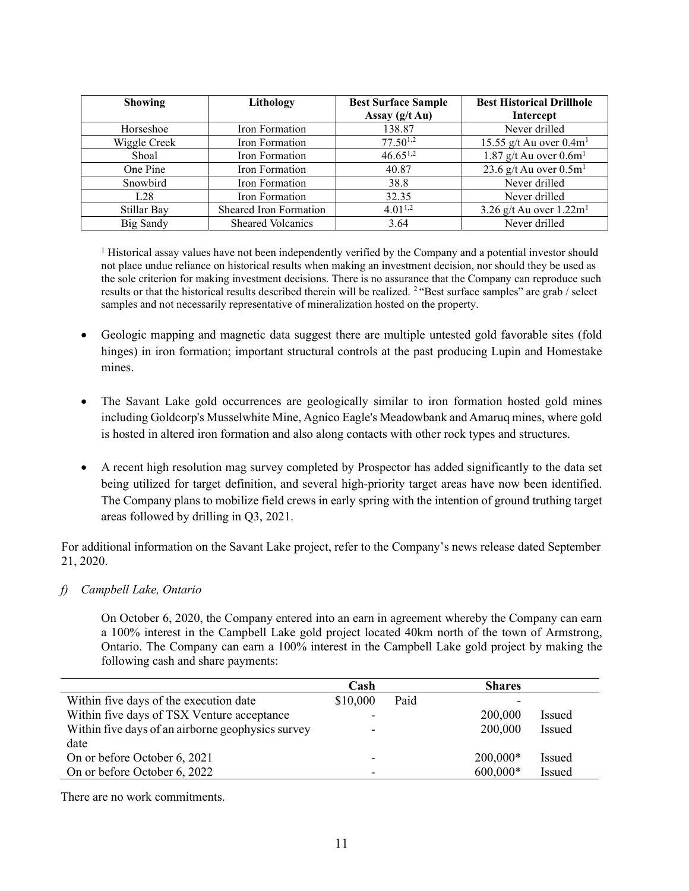| Showing | Lithology | Best Surface Sample Assay (g/t Au) | Best Historical Drillhole Intercept |
|---|---|---|---|
| Horseshoe | Iron Formation | 138.87 | Never drilled |
| Wiggle Creek | Iron Formation | 77.50[1,2] | 15.55 g/t Au over 0.4m[1] |
| Shoal | Iron Formation | 46.65[1,2] | 1.87 g/t Au over 0.6m[1] |
| One Pine | Iron Formation | 40.87 | 23.6 g/t Au over 0.5m[1] |
| Snowbird | Iron Formation | 38.8 | Never drilled |
| L28 | Iron Formation | 32.35 | Never drilled |
| Stillar Bay | Sheared Iron Formation | 4.01[1,2] | 3.26 g/t Au over 1.22m[1] |
| Big Sandy | Sheared Volcanics | 3.64 | Never drilled |

[1] Historical assay values have not been independently verified by the Company and a potential investor should not place undue reliance on historical results when making an investment decision, nor should they be used as the sole criterion for making investment decisions. There is no assurance that the Company can reproduce such results or that the historical results described therein will be realized. [2] "Best surface samples" are grab / select samples and not necessarily representative of mineralization hosted on the property.

- Geologic mapping and magnetic data suggest there are multiple untested gold favorable sites (fold hinges) in iron formation; important structural controls at the past producing Lupin and Homestake mines.
- The Savant Lake gold occurrences are geologically similar to iron formation hosted gold mines including Goldcorp's Musselwhite Mine, Agnico Eagle's Meadowbank and Amaruq mines, where gold is hosted in altered iron formation and also along contacts with other rock types and structures.
- A recent high resolution mag survey completed by Prospector has added significantly to the data set being utilized for target definition, and several high-priority target areas have now been identified. The Company plans to mobilize field crews in early spring with the intention of ground truthing target areas followed by drilling in Q3, 2021.

For additional information on the Savant Lake project, refer to the Company's news release dated September 21, 2020.

*f) Campbell Lake, Ontario*

On October 6, 2020, the Company entered into an earn in agreement whereby the Company can earn a 100% interest in the Campbell Lake gold project located 40km north of the town of Armstrong, Ontario. The Company can earn a 100% interest in the Campbell Lake gold project by making the following cash and share payments:

| | Cash | | Shares | |
|---|---|---|---|---|
| Within five days of the execution date | $10,000 | Paid | - | |
| Within five days of TSX Venture acceptance | - | | 200,000 | Issued |
| Within five days of an airborne geophysics survey date | - | | 200,000 | Issued |
| On or before October 6, 2021 | - | | 200,000* | Issued |
| On or before October 6, 2022 | - | | 600,000* | Issued |

There are no work commitments.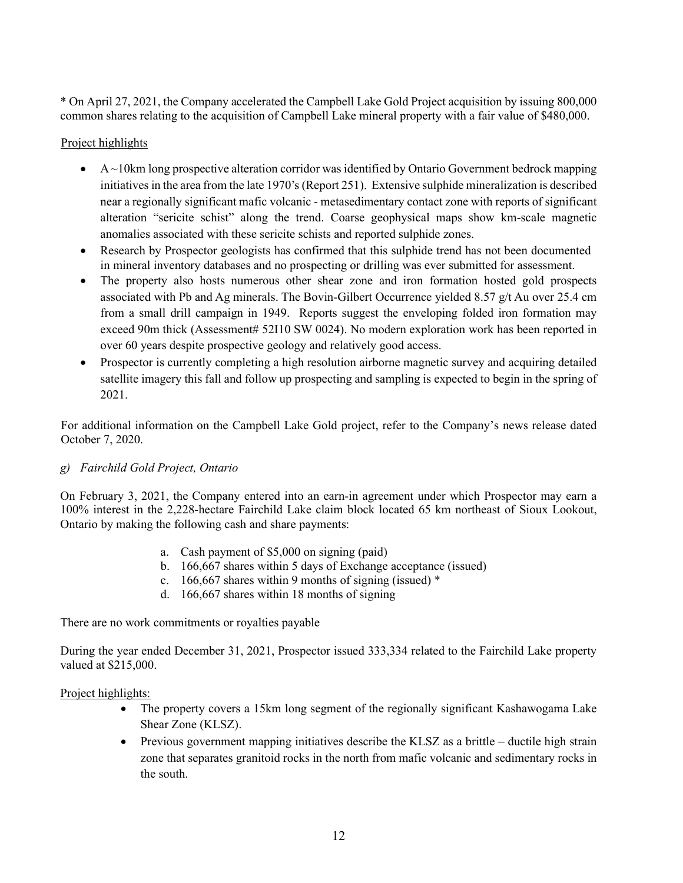* On April 27, 2021, the Company accelerated the Campbell Lake Gold Project acquisition by issuing 800,000 common shares relating to the acquisition of Campbell Lake mineral property with a fair value of $480,000.

Project highlights

- A ~10km long prospective alteration corridor was identified by Ontario Government bedrock mapping initiatives in the area from the late 1970's (Report 251). Extensive sulphide mineralization is described near a regionally significant mafic volcanic - metasedimentary contact zone with reports of significant alteration "sericite schist" along the trend. Coarse geophysical maps show km-scale magnetic anomalies associated with these sericite schists and reported sulphide zones.
- Research by Prospector geologists has confirmed that this sulphide trend has not been documented in mineral inventory databases and no prospecting or drilling was ever submitted for assessment.
- The property also hosts numerous other shear zone and iron formation hosted gold prospects associated with Pb and Ag minerals. The Bovin-Gilbert Occurrence yielded 8.57 g/t Au over 25.4 cm from a small drill campaign in 1949. Reports suggest the enveloping folded iron formation may exceed 90m thick (Assessment# 52I10 SW 0024). No modern exploration work has been reported in over 60 years despite prospective geology and relatively good access.
- Prospector is currently completing a high resolution airborne magnetic survey and acquiring detailed satellite imagery this fall and follow up prospecting and sampling is expected to begin in the spring of 2021.

For additional information on the Campbell Lake Gold project, refer to the Company's news release dated October 7, 2020.

*g) Fairchild Gold Project, Ontario*

On February 3, 2021, the Company entered into an earn-in agreement under which Prospector may earn a 100% interest in the 2,228-hectare Fairchild Lake claim block located 65 km northeast of Sioux Lookout, Ontario by making the following cash and share payments:

a. Cash payment of $5,000 on signing (paid)
b. 166,667 shares within 5 days of Exchange acceptance (issued)
c. 166,667 shares within 9 months of signing (issued) *
d. 166,667 shares within 18 months of signing

There are no work commitments or royalties payable

During the year ended December 31, 2021, Prospector issued 333,334 related to the Fairchild Lake property valued at $215,000.

Project highlights:

- The property covers a 15km long segment of the regionally significant Kashawogama Lake Shear Zone (KLSZ).
- Previous government mapping initiatives describe the KLSZ as a brittle – ductile high strain zone that separates granitoid rocks in the north from mafic volcanic and sedimentary rocks in the south.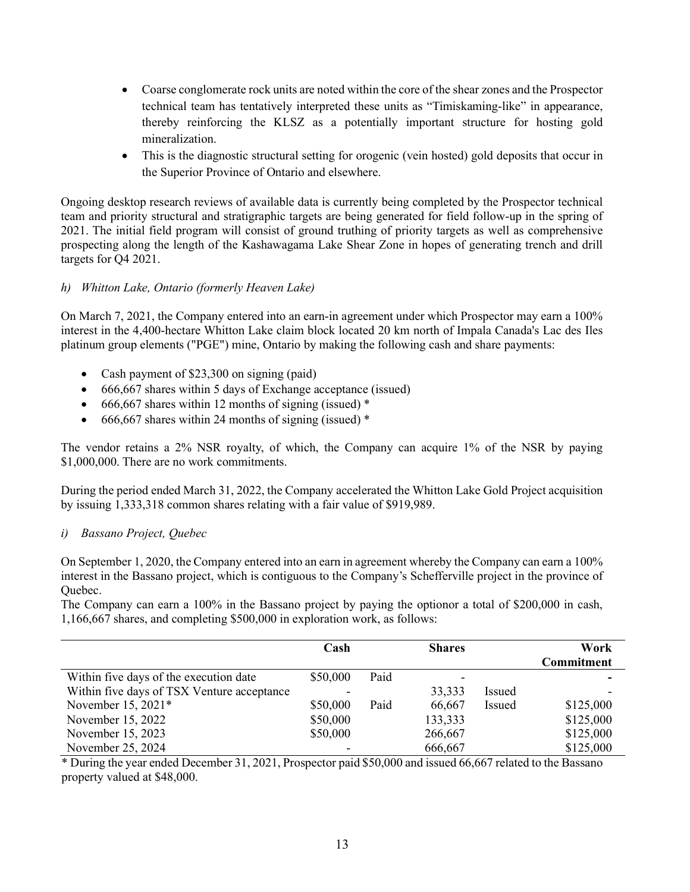- Coarse conglomerate rock units are noted within the core of the shear zones and the Prospector technical team has tentatively interpreted these units as "Timiskaming-like" in appearance, thereby reinforcing the KLSZ as a potentially important structure for hosting gold mineralization.
- This is the diagnostic structural setting for orogenic (vein hosted) gold deposits that occur in the Superior Province of Ontario and elsewhere.

Ongoing desktop research reviews of available data is currently being completed by the Prospector technical team and priority structural and stratigraphic targets are being generated for field follow-up in the spring of 2021. The initial field program will consist of ground truthing of priority targets as well as comprehensive prospecting along the length of the Kashawagama Lake Shear Zone in hopes of generating trench and drill targets for Q4 2021.

*h) Whitton Lake, Ontario (formerly Heaven Lake)*

On March 7, 2021, the Company entered into an earn-in agreement under which Prospector may earn a 100% interest in the 4,400-hectare Whitton Lake claim block located 20 km north of Impala Canada's Lac des Iles platinum group elements ("PGE") mine, Ontario by making the following cash and share payments:

- Cash payment of $23,300 on signing (paid)
- 666,667 shares within 5 days of Exchange acceptance (issued)
- 666,667 shares within 12 months of signing (issued) *
- 666,667 shares within 24 months of signing (issued) *

The vendor retains a 2% NSR royalty, of which, the Company can acquire 1% of the NSR by paying $1,000,000. There are no work commitments.

During the period ended March 31, 2022, the Company accelerated the Whitton Lake Gold Project acquisition by issuing 1,333,318 common shares relating with a fair value of $919,989.

*i) Bassano Project, Quebec*

On September 1, 2020, the Company entered into an earn in agreement whereby the Company can earn a 100% interest in the Bassano project, which is contiguous to the Company's Schefferville project in the province of Quebec.

The Company can earn a 100% in the Bassano project by paying the optionor a total of $200,000 in cash, 1,166,667 shares, and completing $500,000 in exploration work, as follows:

| | Cash | | Shares | | Work Commitment |
|---|---|---|---|---|---|
| Within five days of the execution date | $50,000 | Paid | - | | - |
| Within five days of TSX Venture acceptance | - | | 33,333 | Issued | - |
| November 15, 2021* | $50,000 | Paid | 66,667 | Issued | $125,000 |
| November 15, 2022 | $50,000 | | 133,333 | | $125,000 |
| November 15, 2023 | $50,000 | | 266,667 | | $125,000 |
| November 25, 2024 | - | | 666,667 | | $125,000 |

\* During the year ended December 31, 2021, Prospector paid $50,000 and issued 66,667 related to the Bassano property valued at $48,000.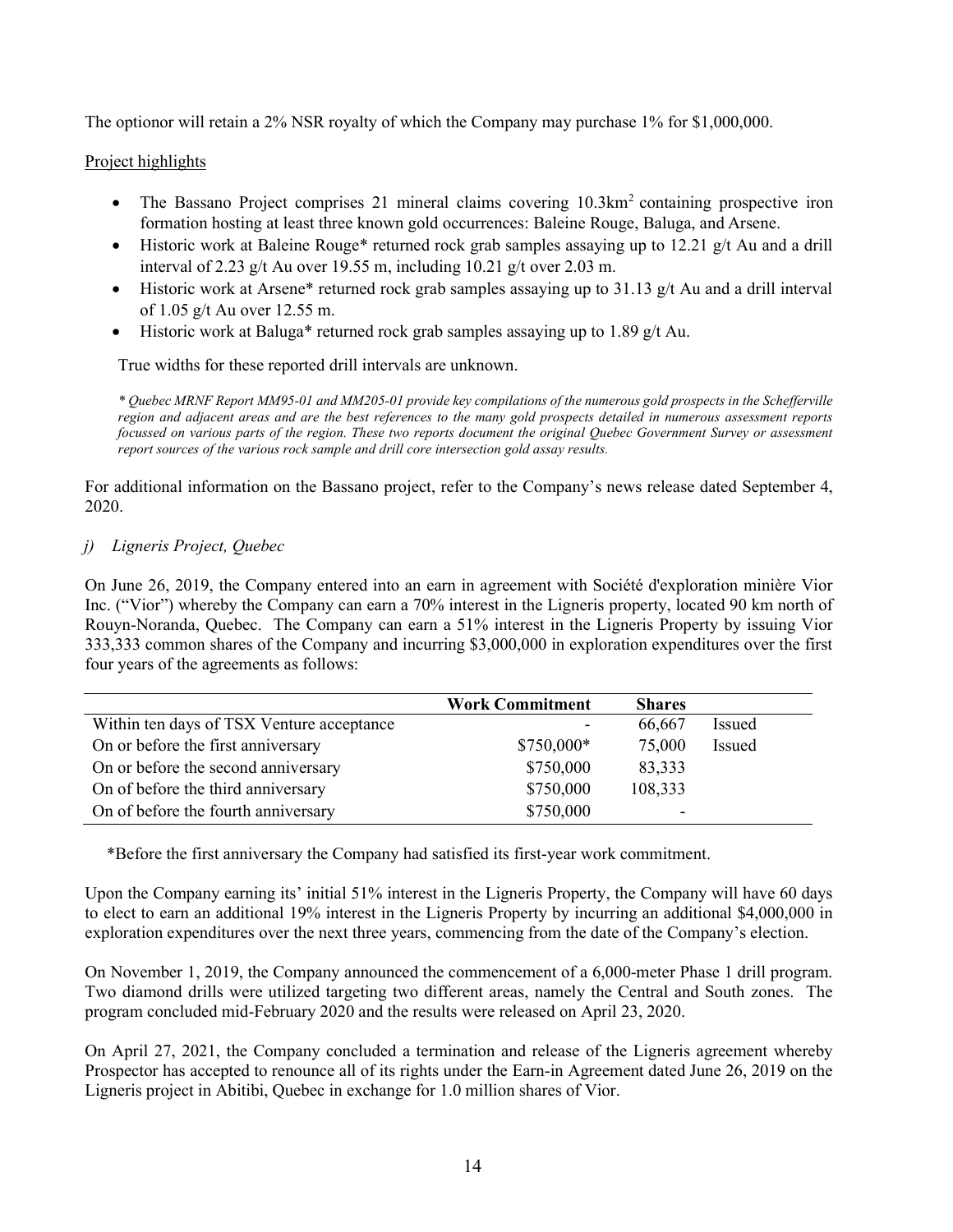The optionor will retain a 2% NSR royalty of which the Company may purchase 1% for $1,000,000.

Project highlights

- The Bassano Project comprises 21 mineral claims covering 10.3km$^2$ containing prospective iron formation hosting at least three known gold occurrences: Baleine Rouge, Baluga, and Arsene.
- Historic work at Baleine Rouge* returned rock grab samples assaying up to 12.21 g/t Au and a drill interval of 2.23 g/t Au over 19.55 m, including 10.21 g/t over 2.03 m.
- Historic work at Arsene* returned rock grab samples assaying up to 31.13 g/t Au and a drill interval of 1.05 g/t Au over 12.55 m.
- Historic work at Baluga* returned rock grab samples assaying up to 1.89 g/t Au.

True widths for these reported drill intervals are unknown.

*\* Quebec MRNF Report MM95-01 and MM205-01 provide key compilations of the numerous gold prospects in the Schefferville region and adjacent areas and are the best references to the many gold prospects detailed in numerous assessment reports focussed on various parts of the region. These two reports document the original Quebec Government Survey or assessment report sources of the various rock sample and drill core intersection gold assay results.*

For additional information on the Bassano project, refer to the Company's news release dated September 4, 2020.

*j) Ligneris Project, Quebec*

On June 26, 2019, the Company entered into an earn in agreement with Société d'exploration minière Vior Inc. ("Vior") whereby the Company can earn a 70% interest in the Ligneris property, located 90 km north of Rouyn-Noranda, Quebec. The Company can earn a 51% interest in the Ligneris Property by issuing Vior 333,333 common shares of the Company and incurring $3,000,000 in exploration expenditures over the first four years of the agreements as follows:

| | Work Commitment | Shares | |
|---|---|---|---|
| Within ten days of TSX Venture acceptance | - | 66,667 | Issued |
| On or before the first anniversary | $750,000* | 75,000 | Issued |
| On or before the second anniversary | $750,000 | 83,333 | |
| On of before the third anniversary | $750,000 | 108,333 | |
| On of before the fourth anniversary | $750,000 | - | |

*Before the first anniversary the Company had satisfied its first-year work commitment.

Upon the Company earning its' initial 51% interest in the Ligneris Property, the Company will have 60 days to elect to earn an additional 19% interest in the Ligneris Property by incurring an additional $4,000,000 in exploration expenditures over the next three years, commencing from the date of the Company's election.

On November 1, 2019, the Company announced the commencement of a 6,000-meter Phase 1 drill program. Two diamond drills were utilized targeting two different areas, namely the Central and South zones. The program concluded mid-February 2020 and the results were released on April 23, 2020.

On April 27, 2021, the Company concluded a termination and release of the Ligneris agreement whereby Prospector has accepted to renounce all of its rights under the Earn-in Agreement dated June 26, 2019 on the Ligneris project in Abitibi, Quebec in exchange for 1.0 million shares of Vior.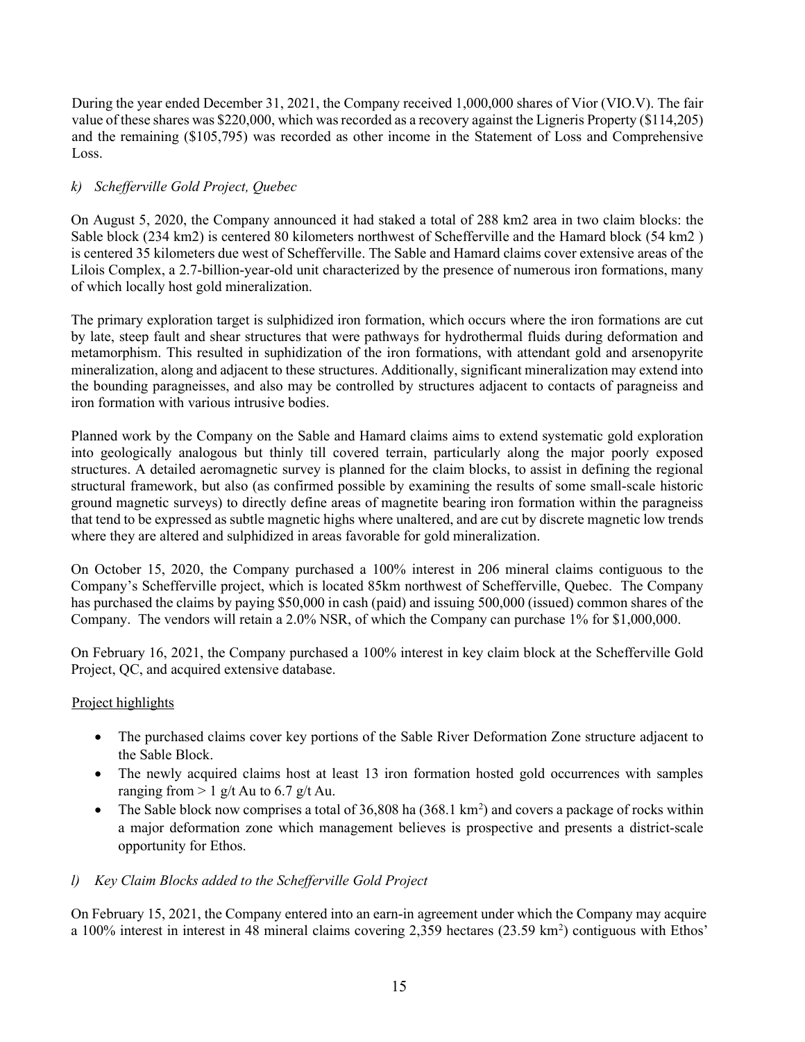During the year ended December 31, 2021, the Company received 1,000,000 shares of Vior (VIO.V). The fair value of these shares was $220,000, which was recorded as a recovery against the Ligneris Property ($114,205) and the remaining ($105,795) was recorded as other income in the Statement of Loss and Comprehensive Loss.

### *k) Schefferville Gold Project, Quebec*

On August 5, 2020, the Company announced it had staked a total of 288 km2 area in two claim blocks: the Sable block (234 km2) is centered 80 kilometers northwest of Schefferville and the Hamard block (54 km2 ) is centered 35 kilometers due west of Schefferville. The Sable and Hamard claims cover extensive areas of the Lilois Complex, a 2.7-billion-year-old unit characterized by the presence of numerous iron formations, many of which locally host gold mineralization.

The primary exploration target is sulphidized iron formation, which occurs where the iron formations are cut by late, steep fault and shear structures that were pathways for hydrothermal fluids during deformation and metamorphism. This resulted in suphidization of the iron formations, with attendant gold and arsenopyrite mineralization, along and adjacent to these structures. Additionally, significant mineralization may extend into the bounding paragneisses, and also may be controlled by structures adjacent to contacts of paragneiss and iron formation with various intrusive bodies.

Planned work by the Company on the Sable and Hamard claims aims to extend systematic gold exploration into geologically analogous but thinly till covered terrain, particularly along the major poorly exposed structures. A detailed aeromagnetic survey is planned for the claim blocks, to assist in defining the regional structural framework, but also (as confirmed possible by examining the results of some small-scale historic ground magnetic surveys) to directly define areas of magnetite bearing iron formation within the paragneiss that tend to be expressed as subtle magnetic highs where unaltered, and are cut by discrete magnetic low trends where they are altered and sulphidized in areas favorable for gold mineralization.

On October 15, 2020, the Company purchased a 100% interest in 206 mineral claims contiguous to the Company's Schefferville project, which is located 85km northwest of Schefferville, Quebec. The Company has purchased the claims by paying $50,000 in cash (paid) and issuing 500,000 (issued) common shares of the Company. The vendors will retain a 2.0% NSR, of which the Company can purchase 1% for $1,000,000.

On February 16, 2021, the Company purchased a 100% interest in key claim block at the Schefferville Gold Project, QC, and acquired extensive database.

Project highlights

- The purchased claims cover key portions of the Sable River Deformation Zone structure adjacent to the Sable Block.
- The newly acquired claims host at least 13 iron formation hosted gold occurrences with samples ranging from > 1 g/t Au to 6.7 g/t Au.
- The Sable block now comprises a total of 36,808 ha (368.1 km$^2$) and covers a package of rocks within a major deformation zone which management believes is prospective and presents a district-scale opportunity for Ethos.

### *l) Key Claim Blocks added to the Schefferville Gold Project*

On February 15, 2021, the Company entered into an earn-in agreement under which the Company may acquire a 100% interest in interest in 48 mineral claims covering 2,359 hectares (23.59 km$^2$) contiguous with Ethos'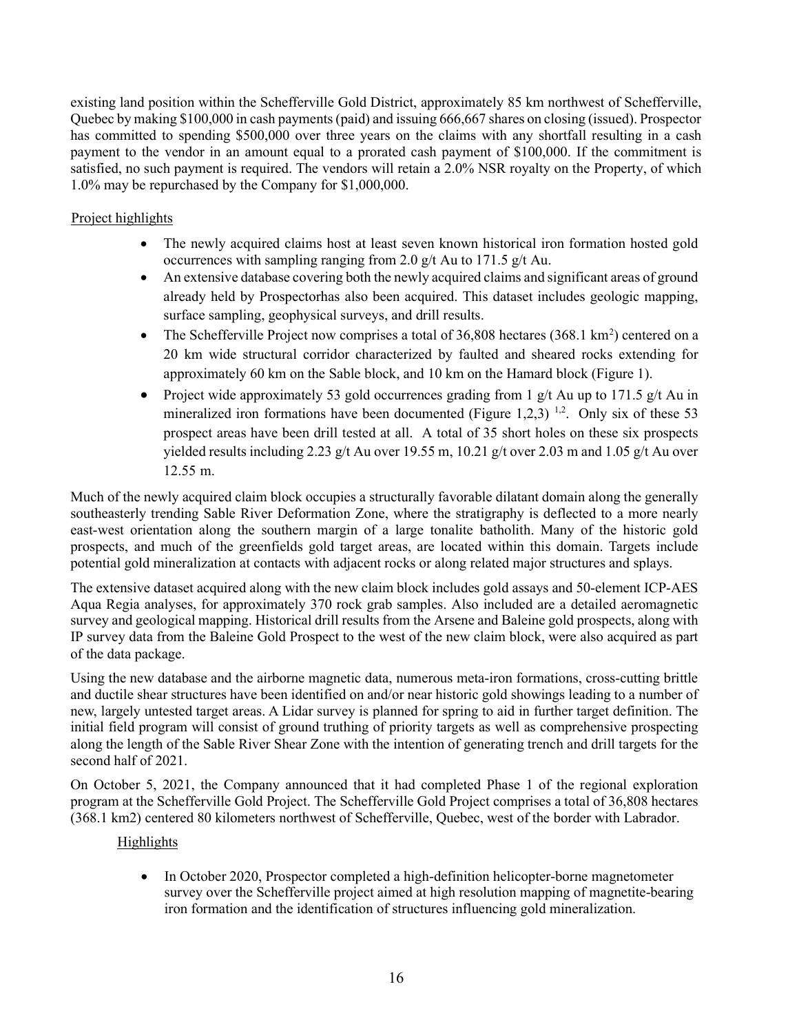existing land position within the Schefferville Gold District, approximately 85 km northwest of Schefferville, Quebec by making $100,000 in cash payments (paid) and issuing 666,667 shares on closing (issued). Prospector has committed to spending $500,000 over three years on the claims with any shortfall resulting in a cash payment to the vendor in an amount equal to a prorated cash payment of $100,000. If the commitment is satisfied, no such payment is required. The vendors will retain a 2.0% NSR royalty on the Property, of which 1.0% may be repurchased by the Company for $1,000,000.

Project highlights

- The newly acquired claims host at least seven known historical iron formation hosted gold occurrences with sampling ranging from 2.0 g/t Au to 171.5 g/t Au.
- An extensive database covering both the newly acquired claims and significant areas of ground already held by Prospectorhas also been acquired. This dataset includes geologic mapping, surface sampling, geophysical surveys, and drill results.
- The Schefferville Project now comprises a total of 36,808 hectares (368.1 $km^2$) centered on a 20 km wide structural corridor characterized by faulted and sheared rocks extending for approximately 60 km on the Sable block, and 10 km on the Hamard block (Figure 1).
- Project wide approximately 53 gold occurrences grading from 1 g/t Au up to 171.5 g/t Au in mineralized iron formations have been documented (Figure 1,2,3) [1,2]. Only six of these 53 prospect areas have been drill tested at all. A total of 35 short holes on these six prospects yielded results including 2.23 g/t Au over 19.55 m, 10.21 g/t over 2.03 m and 1.05 g/t Au over 12.55 m.

Much of the newly acquired claim block occupies a structurally favorable dilatant domain along the generally southeasterly trending Sable River Deformation Zone, where the stratigraphy is deflected to a more nearly east-west orientation along the southern margin of a large tonalite batholith. Many of the historic gold prospects, and much of the greenfields gold target areas, are located within this domain. Targets include potential gold mineralization at contacts with adjacent rocks or along related major structures and splays.

The extensive dataset acquired along with the new claim block includes gold assays and 50-element ICP-AES Aqua Regia analyses, for approximately 370 rock grab samples. Also included are a detailed aeromagnetic survey and geological mapping. Historical drill results from the Arsene and Baleine gold prospects, along with IP survey data from the Baleine Gold Prospect to the west of the new claim block, were also acquired as part of the data package.

Using the new database and the airborne magnetic data, numerous meta-iron formations, cross-cutting brittle and ductile shear structures have been identified on and/or near historic gold showings leading to a number of new, largely untested target areas. A Lidar survey is planned for spring to aid in further target definition. The initial field program will consist of ground truthing of priority targets as well as comprehensive prospecting along the length of the Sable River Shear Zone with the intention of generating trench and drill targets for the second half of 2021.

On October 5, 2021, the Company announced that it had completed Phase 1 of the regional exploration program at the Schefferville Gold Project. The Schefferville Gold Project comprises a total of 36,808 hectares (368.1 km2) centered 80 kilometers northwest of Schefferville, Quebec, west of the border with Labrador.

Highlights

- In October 2020, Prospector completed a high-definition helicopter-borne magnetometer survey over the Schefferville project aimed at high resolution mapping of magnetite-bearing iron formation and the identification of structures influencing gold mineralization.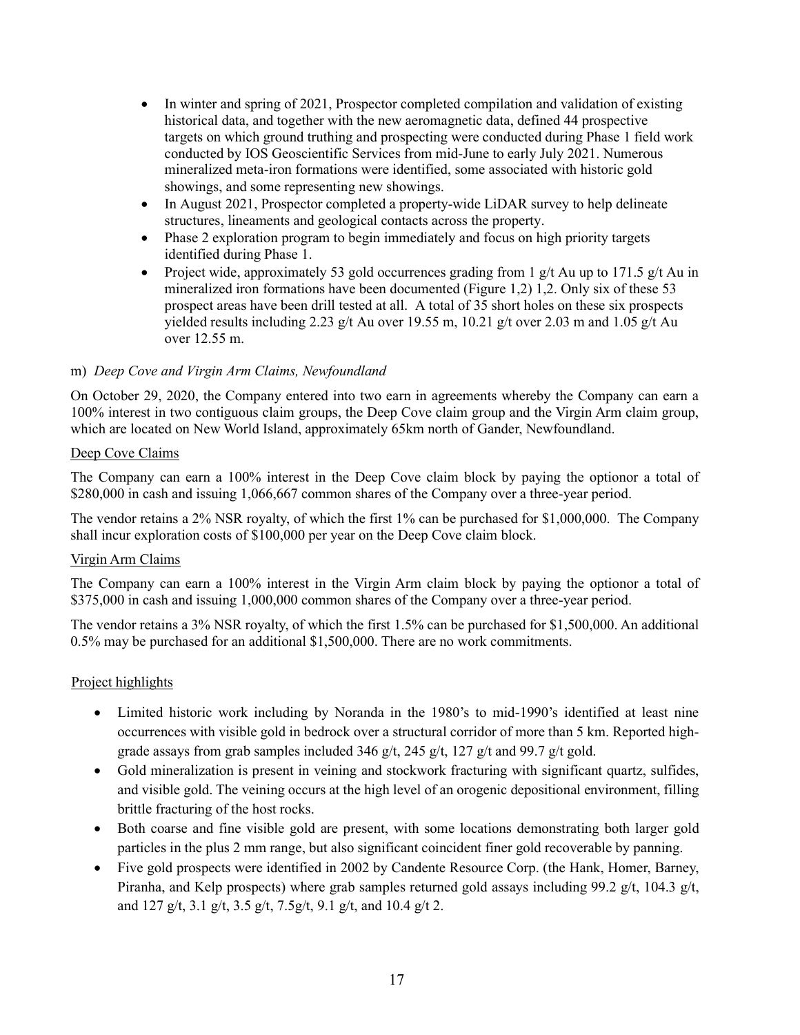- In winter and spring of 2021, Prospector completed compilation and validation of existing historical data, and together with the new aeromagnetic data, defined 44 prospective targets on which ground truthing and prospecting were conducted during Phase 1 field work conducted by IOS Geoscientific Services from mid-June to early July 2021. Numerous mineralized meta-iron formations were identified, some associated with historic gold showings, and some representing new showings.
- In August 2021, Prospector completed a property-wide LiDAR survey to help delineate structures, lineaments and geological contacts across the property.
- Phase 2 exploration program to begin immediately and focus on high priority targets identified during Phase 1.
- Project wide, approximately 53 gold occurrences grading from 1 g/t Au up to 171.5 g/t Au in mineralized iron formations have been documented (Figure 1,2) 1,2. Only six of these 53 prospect areas have been drill tested at all. A total of 35 short holes on these six prospects yielded results including 2.23 g/t Au over 19.55 m, 10.21 g/t over 2.03 m and 1.05 g/t Au over 12.55 m.

m) *Deep Cove and Virgin Arm Claims, Newfoundland*

On October 29, 2020, the Company entered into two earn in agreements whereby the Company can earn a 100% interest in two contiguous claim groups, the Deep Cove claim group and the Virgin Arm claim group, which are located on New World Island, approximately 65km north of Gander, Newfoundland.

Deep Cove Claims

The Company can earn a 100% interest in the Deep Cove claim block by paying the optionor a total of $280,000 in cash and issuing 1,066,667 common shares of the Company over a three-year period.

The vendor retains a 2% NSR royalty, of which the first 1% can be purchased for $1,000,000. The Company shall incur exploration costs of $100,000 per year on the Deep Cove claim block.

Virgin Arm Claims

The Company can earn a 100% interest in the Virgin Arm claim block by paying the optionor a total of $375,000 in cash and issuing 1,000,000 common shares of the Company over a three-year period.

The vendor retains a 3% NSR royalty, of which the first 1.5% can be purchased for $1,500,000. An additional 0.5% may be purchased for an additional $1,500,000. There are no work commitments.

Project highlights

- Limited historic work including by Noranda in the 1980's to mid-1990's identified at least nine occurrences with visible gold in bedrock over a structural corridor of more than 5 km. Reported high-grade assays from grab samples included 346 g/t, 245 g/t, 127 g/t and 99.7 g/t gold.
- Gold mineralization is present in veining and stockwork fracturing with significant quartz, sulfides, and visible gold. The veining occurs at the high level of an orogenic depositional environment, filling brittle fracturing of the host rocks.
- Both coarse and fine visible gold are present, with some locations demonstrating both larger gold particles in the plus 2 mm range, but also significant coincident finer gold recoverable by panning.
- Five gold prospects were identified in 2002 by Candente Resource Corp. (the Hank, Homer, Barney, Piranha, and Kelp prospects) where grab samples returned gold assays including 99.2 g/t, 104.3 g/t, and 127 g/t, 3.1 g/t, 3.5 g/t, 7.5g/t, 9.1 g/t, and 10.4 g/t 2.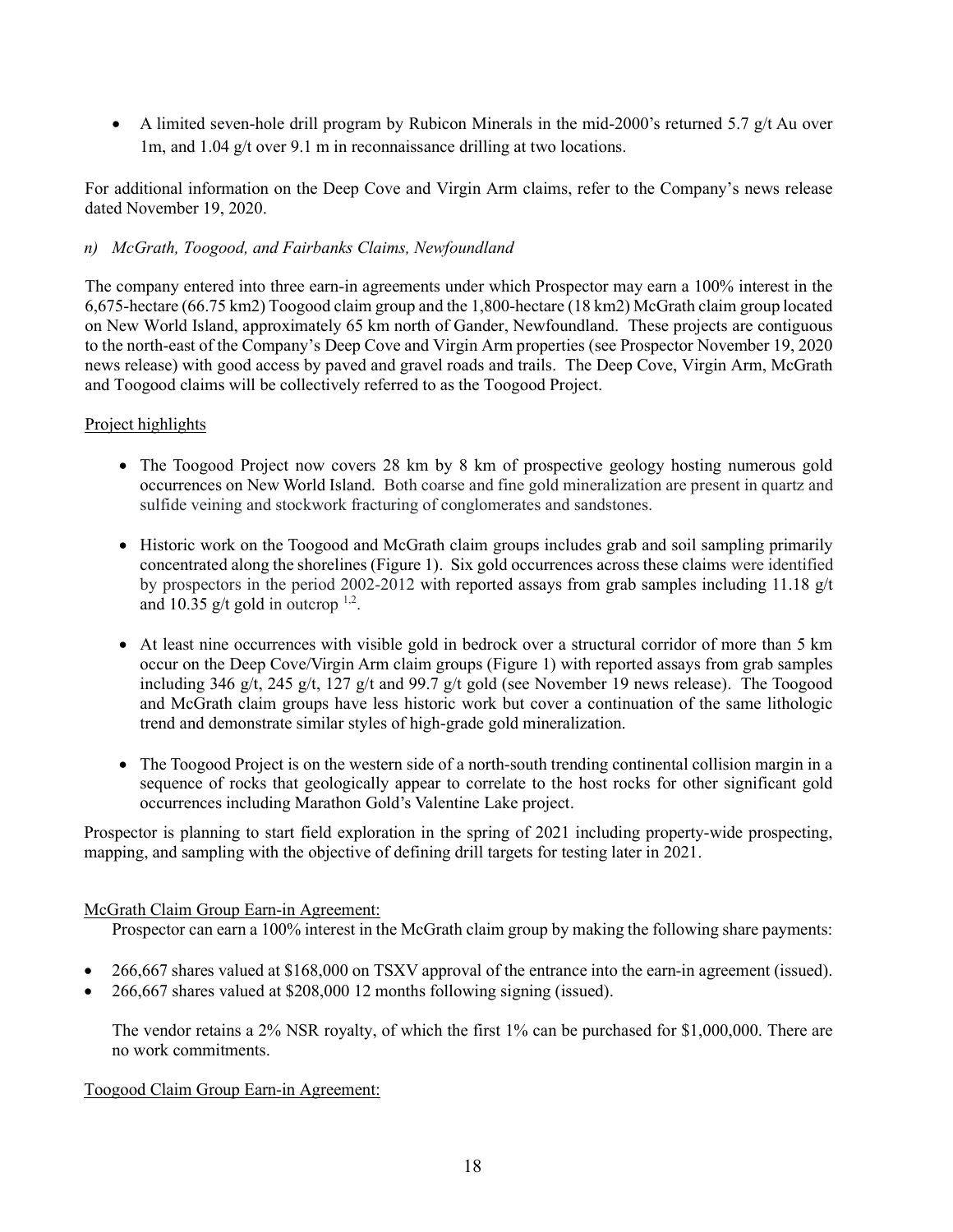- A limited seven-hole drill program by Rubicon Minerals in the mid-2000's returned 5.7 g/t Au over 1m, and 1.04 g/t over 9.1 m in reconnaissance drilling at two locations.

For additional information on the Deep Cove and Virgin Arm claims, refer to the Company's news release dated November 19, 2020.

*n) McGrath, Toogood, and Fairbanks Claims, Newfoundland*

The company entered into three earn-in agreements under which Prospector may earn a 100% interest in the 6,675-hectare (66.75 km2) Toogood claim group and the 1,800-hectare (18 km2) McGrath claim group located on New World Island, approximately 65 km north of Gander, Newfoundland. These projects are contiguous to the north-east of the Company's Deep Cove and Virgin Arm properties (see Prospector November 19, 2020 news release) with good access by paved and gravel roads and trails. The Deep Cove, Virgin Arm, McGrath and Toogood claims will be collectively referred to as the Toogood Project.

Project highlights

- The Toogood Project now covers 28 km by 8 km of prospective geology hosting numerous gold occurrences on New World Island. Both coarse and fine gold mineralization are present in quartz and sulfide veining and stockwork fracturing of conglomerates and sandstones.
- Historic work on the Toogood and McGrath claim groups includes grab and soil sampling primarily concentrated along the shorelines (Figure 1). Six gold occurrences across these claims were identified by prospectors in the period 2002-2012 with reported assays from grab samples including 11.18 g/t and 10.35 g/t gold in outcrop [1,2].
- At least nine occurrences with visible gold in bedrock over a structural corridor of more than 5 km occur on the Deep Cove/Virgin Arm claim groups (Figure 1) with reported assays from grab samples including 346 g/t, 245 g/t, 127 g/t and 99.7 g/t gold (see November 19 news release). The Toogood and McGrath claim groups have less historic work but cover a continuation of the same lithologic trend and demonstrate similar styles of high-grade gold mineralization.
- The Toogood Project is on the western side of a north-south trending continental collision margin in a sequence of rocks that geologically appear to correlate to the host rocks for other significant gold occurrences including Marathon Gold's Valentine Lake project.

Prospector is planning to start field exploration in the spring of 2021 including property-wide prospecting, mapping, and sampling with the objective of defining drill targets for testing later in 2021.

McGrath Claim Group Earn-in Agreement:

Prospector can earn a 100% interest in the McGrath claim group by making the following share payments:

- 266,667 shares valued at $168,000 on TSXV approval of the entrance into the earn-in agreement (issued).
- 266,667 shares valued at $208,000 12 months following signing (issued).

The vendor retains a 2% NSR royalty, of which the first 1% can be purchased for $1,000,000. There are no work commitments.

Toogood Claim Group Earn-in Agreement: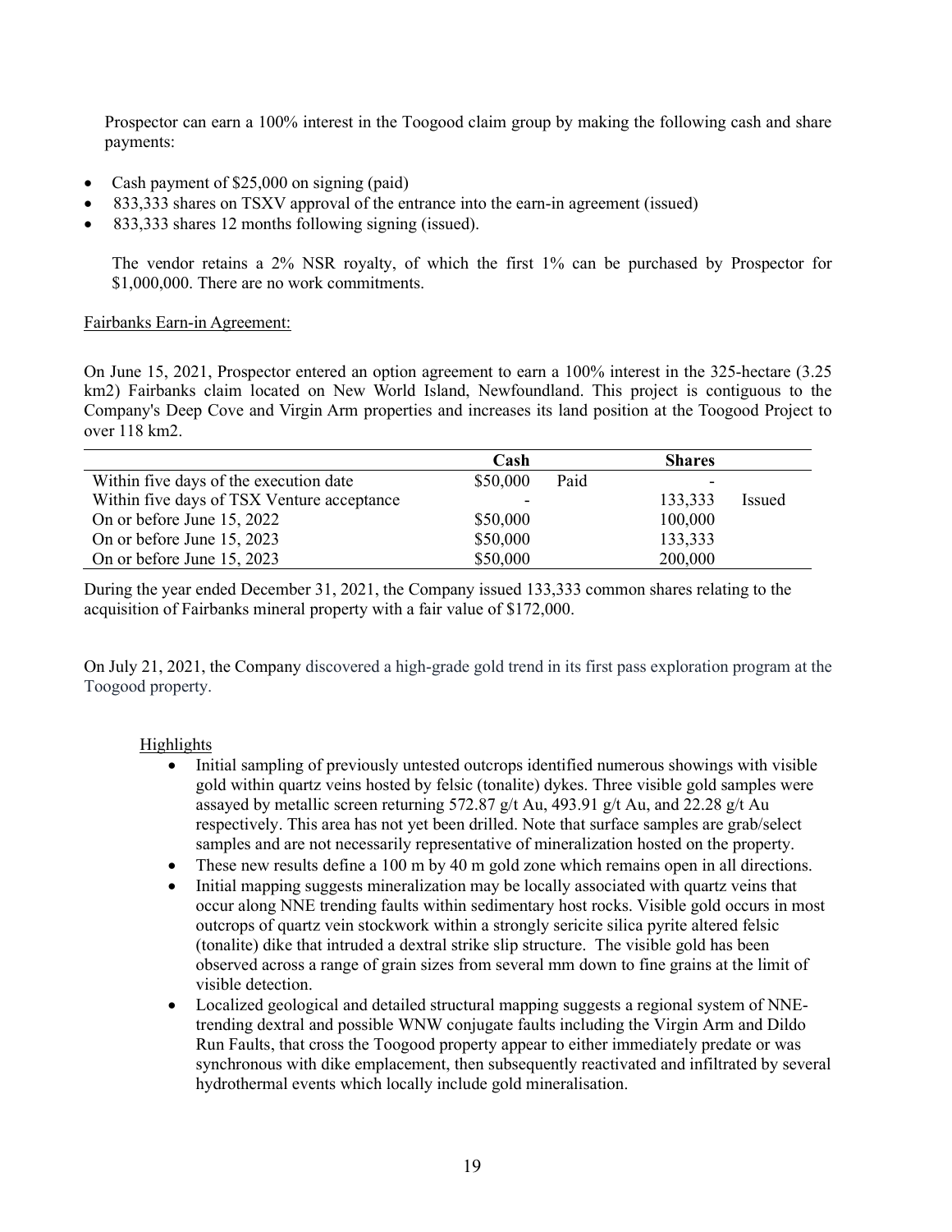Prospector can earn a 100% interest in the Toogood claim group by making the following cash and share payments:

- Cash payment of $25,000 on signing (paid)
- 833,333 shares on TSXV approval of the entrance into the earn-in agreement (issued)
- 833,333 shares 12 months following signing (issued).

The vendor retains a 2% NSR royalty, of which the first 1% can be purchased by Prospector for $1,000,000. There are no work commitments.

Fairbanks Earn-in Agreement:

On June 15, 2021, Prospector entered an option agreement to earn a 100% interest in the 325-hectare (3.25 km2) Fairbanks claim located on New World Island, Newfoundland. This project is contiguous to the Company's Deep Cove and Virgin Arm properties and increases its land position at the Toogood Project to over 118 km2.

| | Cash | | Shares | |
|---|---|---|---|---|
| Within five days of the execution date | $50,000 | Paid | - | |
| Within five days of TSX Venture acceptance | - | | 133,333 | Issued |
| On or before June 15, 2022 | $50,000 | | 100,000 | |
| On or before June 15, 2023 | $50,000 | | 133,333 | |
| On or before June 15, 2023 | $50,000 | | 200,000 | |

During the year ended December 31, 2021, the Company issued 133,333 common shares relating to the acquisition of Fairbanks mineral property with a fair value of $172,000.

On July 21, 2021, the Company discovered a high-grade gold trend in its first pass exploration program at the Toogood property.

Highlights

- Initial sampling of previously untested outcrops identified numerous showings with visible gold within quartz veins hosted by felsic (tonalite) dykes. Three visible gold samples were assayed by metallic screen returning 572.87 g/t Au, 493.91 g/t Au, and 22.28 g/t Au respectively. This area has not yet been drilled. Note that surface samples are grab/select samples and are not necessarily representative of mineralization hosted on the property.
- These new results define a 100 m by 40 m gold zone which remains open in all directions.
- Initial mapping suggests mineralization may be locally associated with quartz veins that occur along NNE trending faults within sedimentary host rocks. Visible gold occurs in most outcrops of quartz vein stockwork within a strongly sericite silica pyrite altered felsic (tonalite) dike that intruded a dextral strike slip structure. The visible gold has been observed across a range of grain sizes from several mm down to fine grains at the limit of visible detection.
- Localized geological and detailed structural mapping suggests a regional system of NNE-trending dextral and possible WNW conjugate faults including the Virgin Arm and Dildo Run Faults, that cross the Toogood property appear to either immediately predate or was synchronous with dike emplacement, then subsequently reactivated and infiltrated by several hydrothermal events which locally include gold mineralisation.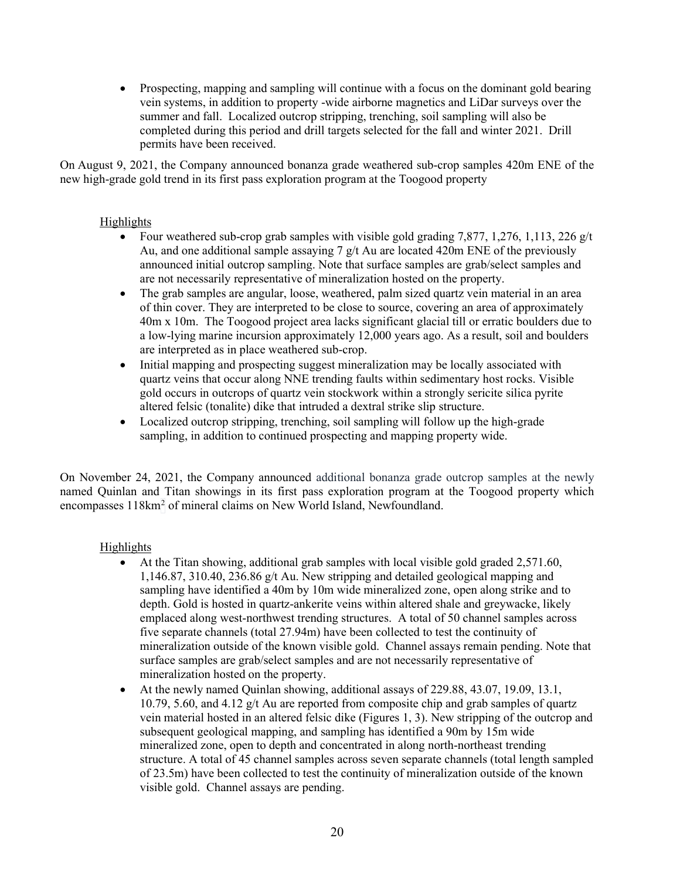- Prospecting, mapping and sampling will continue with a focus on the dominant gold bearing vein systems, in addition to property -wide airborne magnetics and LiDar surveys over the summer and fall. Localized outcrop stripping, trenching, soil sampling will also be completed during this period and drill targets selected for the fall and winter 2021. Drill permits have been received.

On August 9, 2021, the Company announced bonanza grade weathered sub-crop samples 420m ENE of the new high-grade gold trend in its first pass exploration program at the Toogood property

Highlights

- Four weathered sub-crop grab samples with visible gold grading 7,877, 1,276, 1,113, 226 g/t Au, and one additional sample assaying 7 g/t Au are located 420m ENE of the previously announced initial outcrop sampling. Note that surface samples are grab/select samples and are not necessarily representative of mineralization hosted on the property.
- The grab samples are angular, loose, weathered, palm sized quartz vein material in an area of thin cover. They are interpreted to be close to source, covering an area of approximately 40m x 10m. The Toogood project area lacks significant glacial till or erratic boulders due to a low-lying marine incursion approximately 12,000 years ago. As a result, soil and boulders are interpreted as in place weathered sub-crop.
- Initial mapping and prospecting suggest mineralization may be locally associated with quartz veins that occur along NNE trending faults within sedimentary host rocks. Visible gold occurs in outcrops of quartz vein stockwork within a strongly sericite silica pyrite altered felsic (tonalite) dike that intruded a dextral strike slip structure.
- Localized outcrop stripping, trenching, soil sampling will follow up the high-grade sampling, in addition to continued prospecting and mapping property wide.

On November 24, 2021, the Company announced additional bonanza grade outcrop samples at the newly named Quinlan and Titan showings in its first pass exploration program at the Toogood property which encompasses 118km$^2$ of mineral claims on New World Island, Newfoundland.

Highlights

- At the Titan showing, additional grab samples with local visible gold graded 2,571.60, 1,146.87, 310.40, 236.86 g/t Au. New stripping and detailed geological mapping and sampling have identified a 40m by 10m wide mineralized zone, open along strike and to depth. Gold is hosted in quartz-ankerite veins within altered shale and greywacke, likely emplaced along west-northwest trending structures. A total of 50 channel samples across five separate channels (total 27.94m) have been collected to test the continuity of mineralization outside of the known visible gold. Channel assays remain pending. Note that surface samples are grab/select samples and are not necessarily representative of mineralization hosted on the property.
- At the newly named Quinlan showing, additional assays of 229.88, 43.07, 19.09, 13.1, 10.79, 5.60, and 4.12 g/t Au are reported from composite chip and grab samples of quartz vein material hosted in an altered felsic dike (Figures 1, 3). New stripping of the outcrop and subsequent geological mapping, and sampling has identified a 90m by 15m wide mineralized zone, open to depth and concentrated in along north-northeast trending structure. A total of 45 channel samples across seven separate channels (total length sampled of 23.5m) have been collected to test the continuity of mineralization outside of the known visible gold. Channel assays are pending.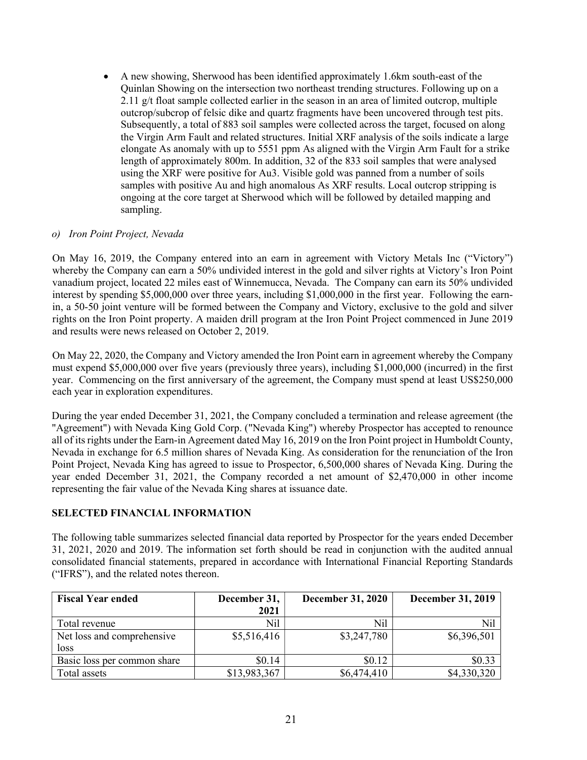- A new showing, Sherwood has been identified approximately 1.6km south-east of the Quinlan Showing on the intersection two northeast trending structures. Following up on a 2.11 g/t float sample collected earlier in the season in an area of limited outcrop, multiple outcrop/subcrop of felsic dike and quartz fragments have been uncovered through test pits. Subsequently, a total of 883 soil samples were collected across the target, focused on along the Virgin Arm Fault and related structures. Initial XRF analysis of the soils indicate a large elongate As anomaly with up to 5551 ppm As aligned with the Virgin Arm Fault for a strike length of approximately 800m. In addition, 32 of the 833 soil samples that were analysed using the XRF were positive for Au3. Visible gold was panned from a number of soils samples with positive Au and high anomalous As XRF results. Local outcrop stripping is ongoing at the core target at Sherwood which will be followed by detailed mapping and sampling.

*o) Iron Point Project, Nevada*

On May 16, 2019, the Company entered into an earn in agreement with Victory Metals Inc ("Victory") whereby the Company can earn a 50% undivided interest in the gold and silver rights at Victory's Iron Point vanadium project, located 22 miles east of Winnemucca, Nevada. The Company can earn its 50% undivided interest by spending $5,000,000 over three years, including $1,000,000 in the first year. Following the earn-in, a 50-50 joint venture will be formed between the Company and Victory, exclusive to the gold and silver rights on the Iron Point property. A maiden drill program at the Iron Point Project commenced in June 2019 and results were news released on October 2, 2019.

On May 22, 2020, the Company and Victory amended the Iron Point earn in agreement whereby the Company must expend $5,000,000 over five years (previously three years), including $1,000,000 (incurred) in the first year. Commencing on the first anniversary of the agreement, the Company must spend at least US$250,000 each year in exploration expenditures.

During the year ended December 31, 2021, the Company concluded a termination and release agreement (the "Agreement") with Nevada King Gold Corp. ("Nevada King") whereby Prospector has accepted to renounce all of its rights under the Earn-in Agreement dated May 16, 2019 on the Iron Point project in Humboldt County, Nevada in exchange for 6.5 million shares of Nevada King. As consideration for the renunciation of the Iron Point Project, Nevada King has agreed to issue to Prospector, 6,500,000 shares of Nevada King. During the year ended December 31, 2021, the Company recorded a net amount of $2,470,000 in other income representing the fair value of the Nevada King shares at issuance date.

## SELECTED FINANCIAL INFORMATION

The following table summarizes selected financial data reported by Prospector for the years ended December 31, 2021, 2020 and 2019. The information set forth should be read in conjunction with the audited annual consolidated financial statements, prepared in accordance with International Financial Reporting Standards ("IFRS"), and the related notes thereon.

| Fiscal Year ended | December 31, 2021 | December 31, 2020 | December 31, 2019 |
|---|---|---|---|
| Total revenue | Nil | Nil | Nil |
| Net loss and comprehensive loss | $5,516,416 | $3,247,780 | $6,396,501 |
| Basic loss per common share | $0.14 | $0.12 | $0.33 |
| Total assets | $13,983,367 | $6,474,410 | $4,330,320 |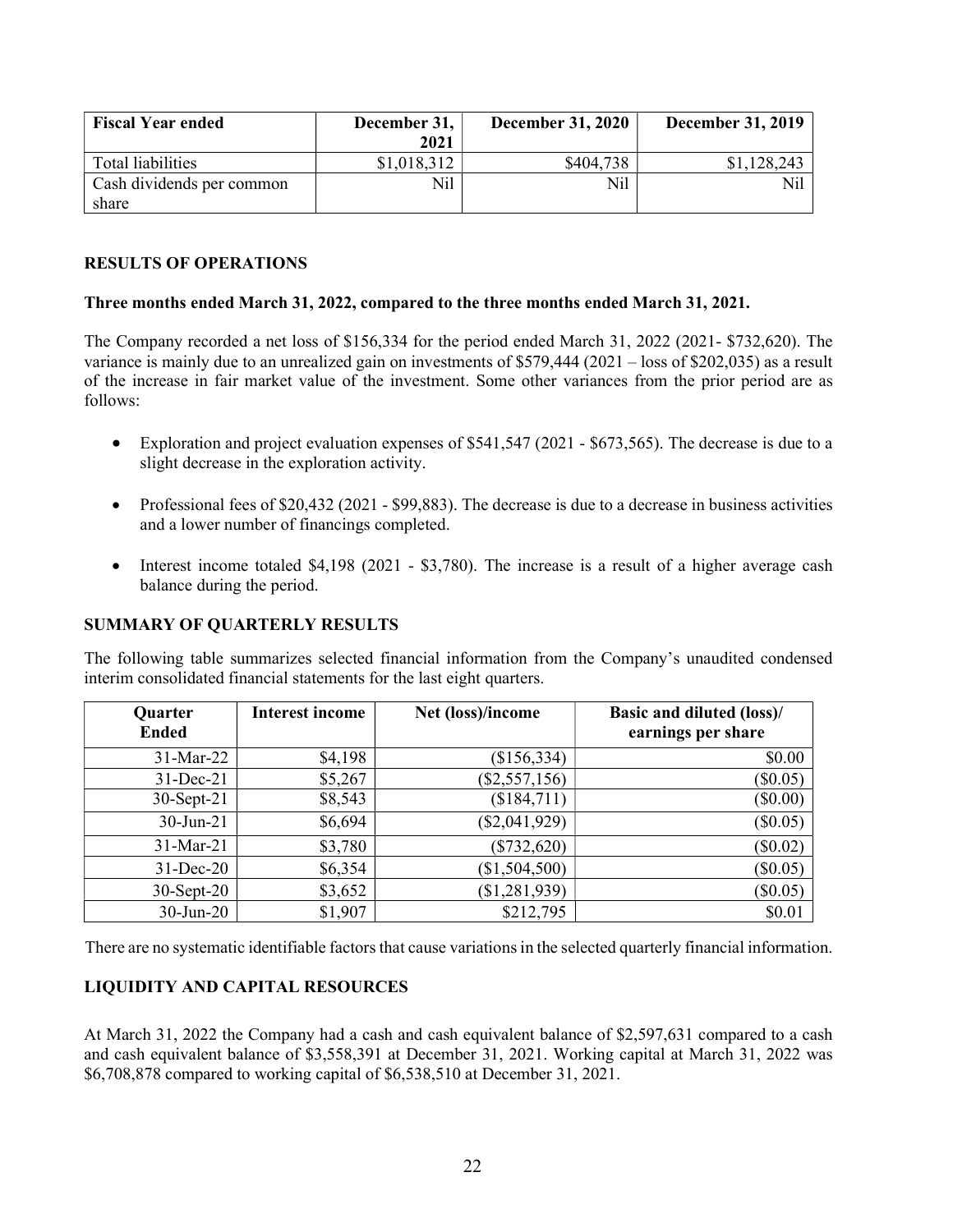| Fiscal Year ended | December 31, 2021 | December 31, 2020 | December 31, 2019 |
|---|---|---|---|
| Total liabilities | $1,018,312 | $404,738 | $1,128,243 |
| Cash dividends per common share | Nil | Nil | Nil |

## RESULTS OF OPERATIONS

### Three months ended March 31, 2022, compared to the three months ended March 31, 2021.

The Company recorded a net loss of $156,334 for the period ended March 31, 2022 (2021- $732,620). The variance is mainly due to an unrealized gain on investments of $579,444 (2021 – loss of $202,035) as a result of the increase in fair market value of the investment. Some other variances from the prior period are as follows:

- Exploration and project evaluation expenses of $541,547 (2021 - $673,565). The decrease is due to a slight decrease in the exploration activity.
- Professional fees of $20,432 (2021 - $99,883). The decrease is due to a decrease in business activities and a lower number of financings completed.
- Interest income totaled $4,198 (2021 - $3,780). The increase is a result of a higher average cash balance during the period.

## SUMMARY OF QUARTERLY RESULTS

The following table summarizes selected financial information from the Company's unaudited condensed interim consolidated financial statements for the last eight quarters.

| Quarter Ended | Interest income | Net (loss)/income | Basic and diluted (loss)/ earnings per share |
|---|---|---|---|
| 31-Mar-22 | $4,198 | ($156,334) | $0.00 |
| 31-Dec-21 | $5,267 | ($2,557,156) | ($0.05) |
| 30-Sept-21 | $8,543 | ($184,711) | ($0.00) |
| 30-Jun-21 | $6,694 | ($2,041,929) | ($0.05) |
| 31-Mar-21 | $3,780 | ($732,620) | ($0.02) |
| 31-Dec-20 | $6,354 | ($1,504,500) | ($0.05) |
| 30-Sept-20 | $3,652 | ($1,281,939) | ($0.05) |
| 30-Jun-20 | $1,907 | $212,795 | $0.01 |

There are no systematic identifiable factors that cause variations in the selected quarterly financial information.

## LIQUIDITY AND CAPITAL RESOURCES

At March 31, 2022 the Company had a cash and cash equivalent balance of $2,597,631 compared to a cash and cash equivalent balance of $3,558,391 at December 31, 2021. Working capital at March 31, 2022 was $6,708,878 compared to working capital of $6,538,510 at December 31, 2021.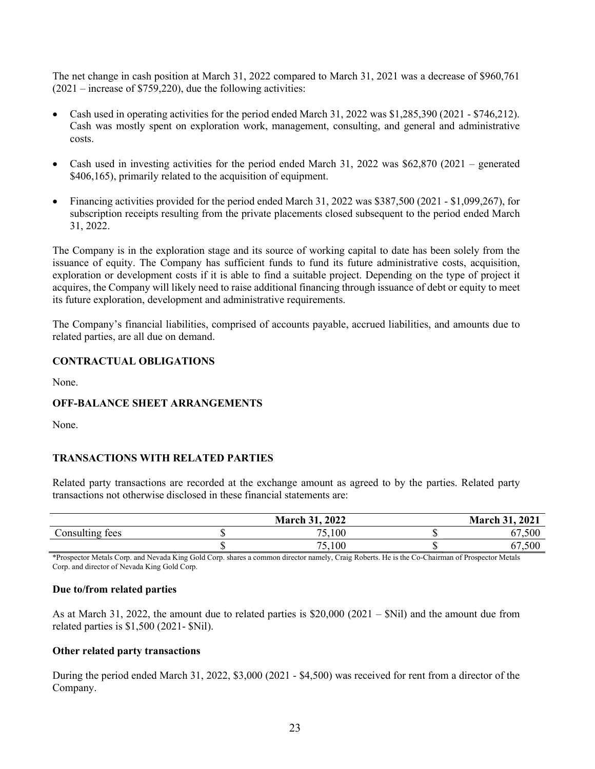The net change in cash position at March 31, 2022 compared to March 31, 2021 was a decrease of $960,761 (2021 – increase of $759,220), due the following activities:

- Cash used in operating activities for the period ended March 31, 2022 was $1,285,390 (2021 - $746,212). Cash was mostly spent on exploration work, management, consulting, and general and administrative costs.
- Cash used in investing activities for the period ended March 31, 2022 was $62,870 (2021 – generated $406,165), primarily related to the acquisition of equipment.
- Financing activities provided for the period ended March 31, 2022 was $387,500 (2021 - $1,099,267), for subscription receipts resulting from the private placements closed subsequent to the period ended March 31, 2022.

The Company is in the exploration stage and its source of working capital to date has been solely from the issuance of equity. The Company has sufficient funds to fund its future administrative costs, acquisition, exploration or development costs if it is able to find a suitable project. Depending on the type of project it acquires, the Company will likely need to raise additional financing through issuance of debt or equity to meet its future exploration, development and administrative requirements.

The Company's financial liabilities, comprised of accounts payable, accrued liabilities, and amounts due to related parties, are all due on demand.

## CONTRACTUAL OBLIGATIONS

None.

## OFF-BALANCE SHEET ARRANGEMENTS

None.

## TRANSACTIONS WITH RELATED PARTIES

Related party transactions are recorded at the exchange amount as agreed to by the parties. Related party transactions not otherwise disclosed in these financial statements are:

| | | March 31, 2022 | | March 31, 2021 |
|---|---|---|---|---|
| Consulting fees | $ | 75,100 | $ | 67,500 |
| | $ | 75,100 | $ | 67,500 |

*Prospector Metals Corp. and Nevada King Gold Corp. shares a common director namely, Craig Roberts. He is the Co-Chairman of Prospector Metals Corp. and director of Nevada King Gold Corp.

### Due to/from related parties

As at March 31, 2022, the amount due to related parties is $20,000 (2021 – $Nil) and the amount due from related parties is $1,500 (2021- $Nil).

### Other related party transactions

During the period ended March 31, 2022, $3,000 (2021 - $4,500) was received for rent from a director of the Company.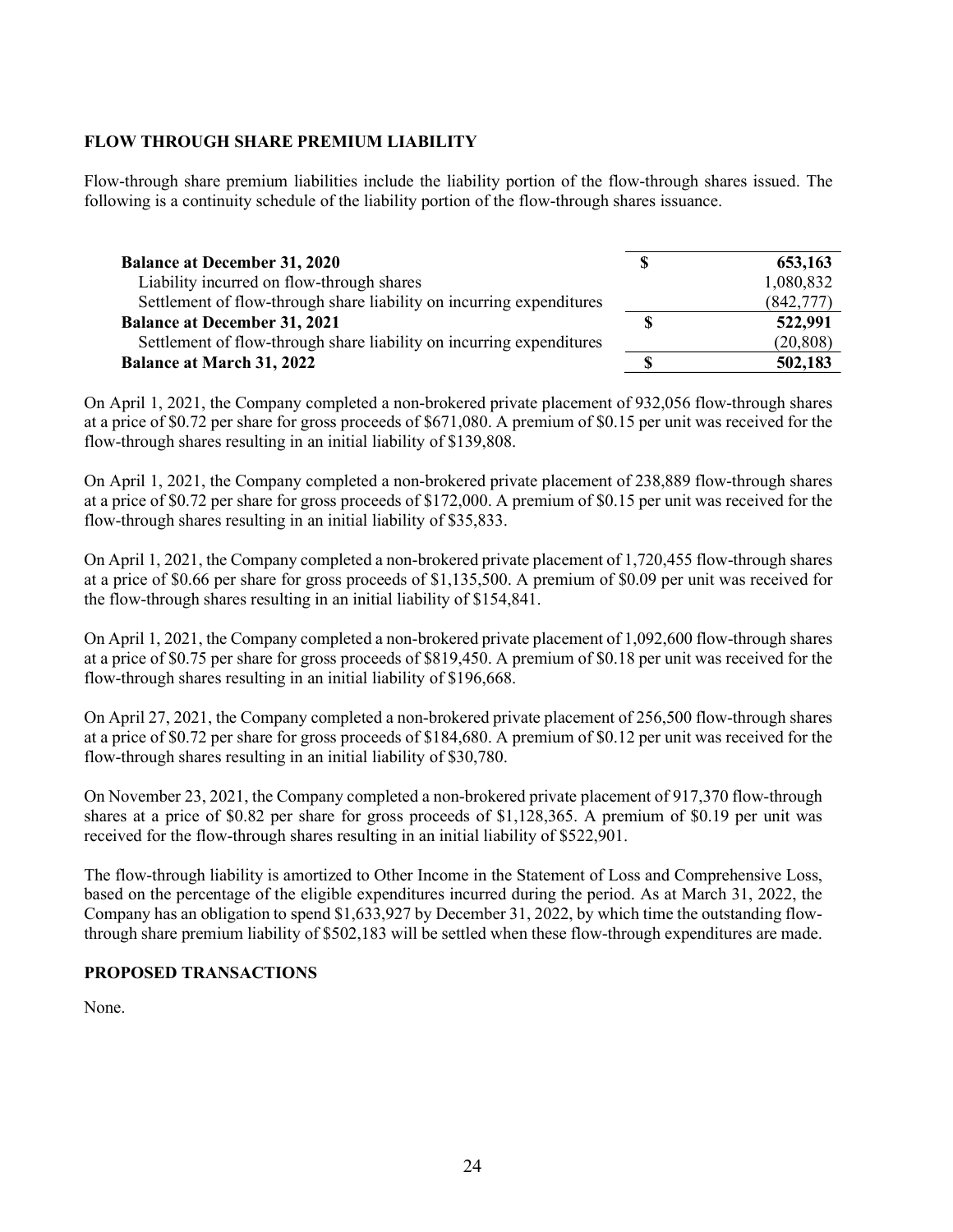## FLOW THROUGH SHARE PREMIUM LIABILITY

Flow-through share premium liabilities include the liability portion of the flow-through shares issued. The following is a continuity schedule of the liability portion of the flow-through shares issuance.

| | | |
|---|---|---|
| **Balance at December 31, 2020** | **$** | **653,163** |
| Liability incurred on flow-through shares | | 1,080,832 |
| Settlement of flow-through share liability on incurring expenditures | | (842,777) |
| **Balance at December 31, 2021** | **$** | **522,991** |
| Settlement of flow-through share liability on incurring expenditures | | (20,808) |
| **Balance at March 31, 2022** | **$** | **502,183** |

On April 1, 2021, the Company completed a non-brokered private placement of 932,056 flow-through shares at a price of $0.72 per share for gross proceeds of $671,080. A premium of $0.15 per unit was received for the flow-through shares resulting in an initial liability of $139,808.

On April 1, 2021, the Company completed a non-brokered private placement of 238,889 flow-through shares at a price of $0.72 per share for gross proceeds of $172,000. A premium of $0.15 per unit was received for the flow-through shares resulting in an initial liability of $35,833.

On April 1, 2021, the Company completed a non-brokered private placement of 1,720,455 flow-through shares at a price of $0.66 per share for gross proceeds of $1,135,500. A premium of $0.09 per unit was received for the flow-through shares resulting in an initial liability of $154,841.

On April 1, 2021, the Company completed a non-brokered private placement of 1,092,600 flow-through shares at a price of $0.75 per share for gross proceeds of $819,450. A premium of $0.18 per unit was received for the flow-through shares resulting in an initial liability of $196,668.

On April 27, 2021, the Company completed a non-brokered private placement of 256,500 flow-through shares at a price of $0.72 per share for gross proceeds of $184,680. A premium of $0.12 per unit was received for the flow-through shares resulting in an initial liability of $30,780.

On November 23, 2021, the Company completed a non-brokered private placement of 917,370 flow-through shares at a price of $0.82 per share for gross proceeds of $1,128,365. A premium of $0.19 per unit was received for the flow-through shares resulting in an initial liability of $522,901.

The flow-through liability is amortized to Other Income in the Statement of Loss and Comprehensive Loss, based on the percentage of the eligible expenditures incurred during the period. As at March 31, 2022, the Company has an obligation to spend $1,633,927 by December 31, 2022, by which time the outstanding flow-through share premium liability of $502,183 will be settled when these flow-through expenditures are made.

## PROPOSED TRANSACTIONS

None.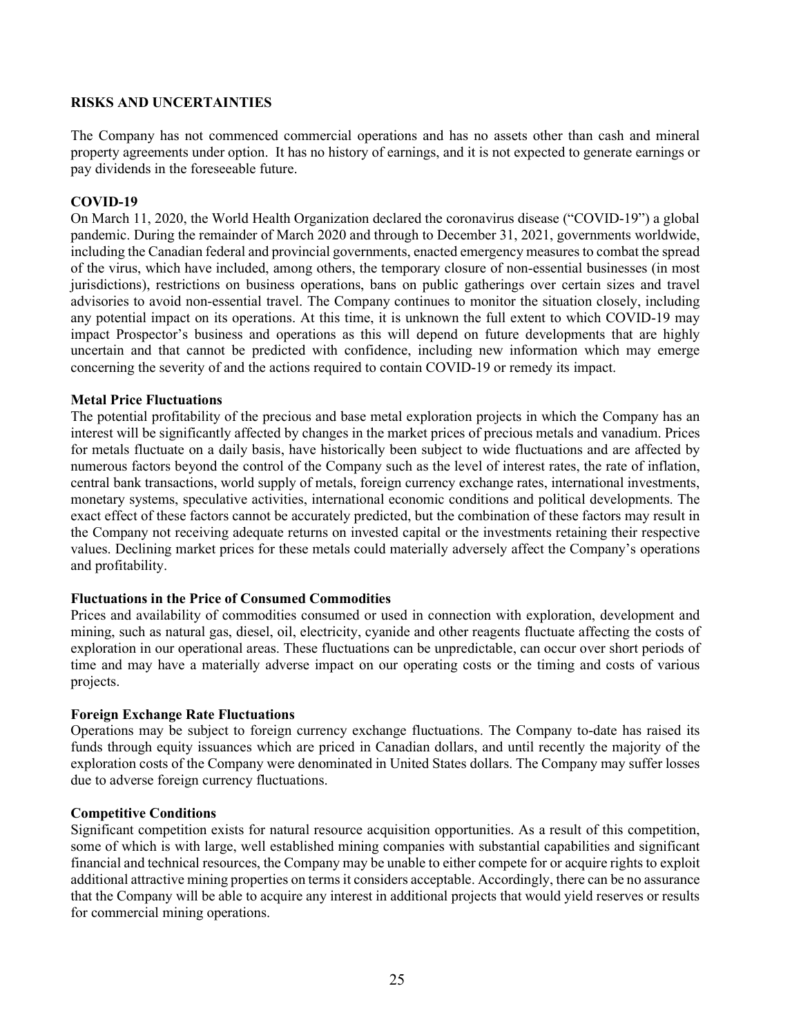## RISKS AND UNCERTAINTIES

The Company has not commenced commercial operations and has no assets other than cash and mineral property agreements under option. It has no history of earnings, and it is not expected to generate earnings or pay dividends in the foreseeable future.

## COVID-19

On March 11, 2020, the World Health Organization declared the coronavirus disease ("COVID-19") a global pandemic. During the remainder of March 2020 and through to December 31, 2021, governments worldwide, including the Canadian federal and provincial governments, enacted emergency measures to combat the spread of the virus, which have included, among others, the temporary closure of non-essential businesses (in most jurisdictions), restrictions on business operations, bans on public gatherings over certain sizes and travel advisories to avoid non-essential travel. The Company continues to monitor the situation closely, including any potential impact on its operations. At this time, it is unknown the full extent to which COVID-19 may impact Prospector's business and operations as this will depend on future developments that are highly uncertain and that cannot be predicted with confidence, including new information which may emerge concerning the severity of and the actions required to contain COVID-19 or remedy its impact.

### Metal Price Fluctuations

The potential profitability of the precious and base metal exploration projects in which the Company has an interest will be significantly affected by changes in the market prices of precious metals and vanadium. Prices for metals fluctuate on a daily basis, have historically been subject to wide fluctuations and are affected by numerous factors beyond the control of the Company such as the level of interest rates, the rate of inflation, central bank transactions, world supply of metals, foreign currency exchange rates, international investments, monetary systems, speculative activities, international economic conditions and political developments. The exact effect of these factors cannot be accurately predicted, but the combination of these factors may result in the Company not receiving adequate returns on invested capital or the investments retaining their respective values. Declining market prices for these metals could materially adversely affect the Company's operations and profitability.

### Fluctuations in the Price of Consumed Commodities

Prices and availability of commodities consumed or used in connection with exploration, development and mining, such as natural gas, diesel, oil, electricity, cyanide and other reagents fluctuate affecting the costs of exploration in our operational areas. These fluctuations can be unpredictable, can occur over short periods of time and may have a materially adverse impact on our operating costs or the timing and costs of various projects.

### Foreign Exchange Rate Fluctuations

Operations may be subject to foreign currency exchange fluctuations. The Company to-date has raised its funds through equity issuances which are priced in Canadian dollars, and until recently the majority of the exploration costs of the Company were denominated in United States dollars. The Company may suffer losses due to adverse foreign currency fluctuations.

### Competitive Conditions

Significant competition exists for natural resource acquisition opportunities. As a result of this competition, some of which is with large, well established mining companies with substantial capabilities and significant financial and technical resources, the Company may be unable to either compete for or acquire rights to exploit additional attractive mining properties on terms it considers acceptable. Accordingly, there can be no assurance that the Company will be able to acquire any interest in additional projects that would yield reserves or results for commercial mining operations.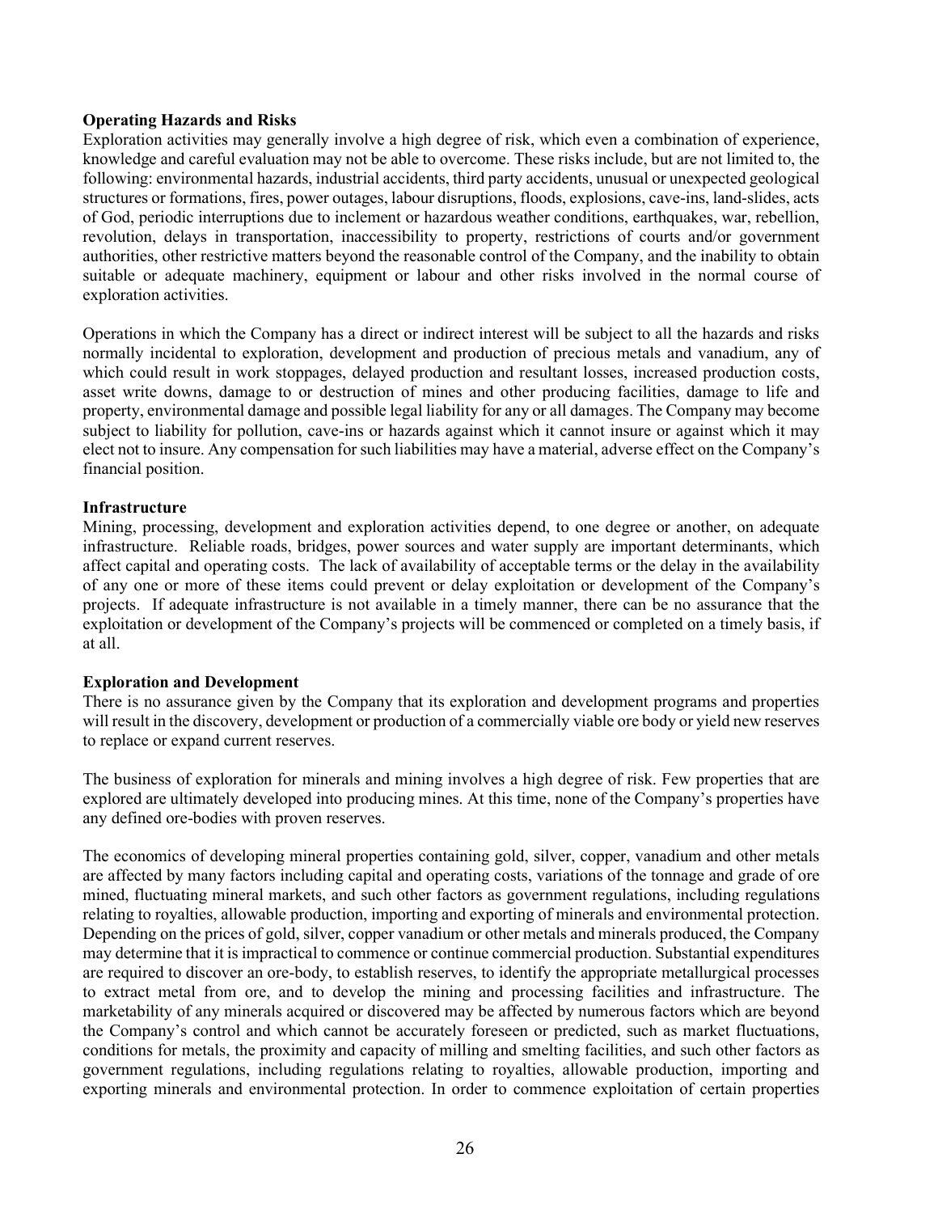**Operating Hazards and Risks**

Exploration activities may generally involve a high degree of risk, which even a combination of experience, knowledge and careful evaluation may not be able to overcome. These risks include, but are not limited to, the following: environmental hazards, industrial accidents, third party accidents, unusual or unexpected geological structures or formations, fires, power outages, labour disruptions, floods, explosions, cave-ins, land-slides, acts of God, periodic interruptions due to inclement or hazardous weather conditions, earthquakes, war, rebellion, revolution, delays in transportation, inaccessibility to property, restrictions of courts and/or government authorities, other restrictive matters beyond the reasonable control of the Company, and the inability to obtain suitable or adequate machinery, equipment or labour and other risks involved in the normal course of exploration activities.

Operations in which the Company has a direct or indirect interest will be subject to all the hazards and risks normally incidental to exploration, development and production of precious metals and vanadium, any of which could result in work stoppages, delayed production and resultant losses, increased production costs, asset write downs, damage to or destruction of mines and other producing facilities, damage to life and property, environmental damage and possible legal liability for any or all damages. The Company may become subject to liability for pollution, cave-ins or hazards against which it cannot insure or against which it may elect not to insure. Any compensation for such liabilities may have a material, adverse effect on the Company's financial position.

**Infrastructure**

Mining, processing, development and exploration activities depend, to one degree or another, on adequate infrastructure. Reliable roads, bridges, power sources and water supply are important determinants, which affect capital and operating costs. The lack of availability of acceptable terms or the delay in the availability of any one or more of these items could prevent or delay exploitation or development of the Company's projects. If adequate infrastructure is not available in a timely manner, there can be no assurance that the exploitation or development of the Company's projects will be commenced or completed on a timely basis, if at all.

**Exploration and Development**

There is no assurance given by the Company that its exploration and development programs and properties will result in the discovery, development or production of a commercially viable ore body or yield new reserves to replace or expand current reserves.

The business of exploration for minerals and mining involves a high degree of risk. Few properties that are explored are ultimately developed into producing mines. At this time, none of the Company's properties have any defined ore-bodies with proven reserves.

The economics of developing mineral properties containing gold, silver, copper, vanadium and other metals are affected by many factors including capital and operating costs, variations of the tonnage and grade of ore mined, fluctuating mineral markets, and such other factors as government regulations, including regulations relating to royalties, allowable production, importing and exporting of minerals and environmental protection. Depending on the prices of gold, silver, copper vanadium or other metals and minerals produced, the Company may determine that it is impractical to commence or continue commercial production. Substantial expenditures are required to discover an ore-body, to establish reserves, to identify the appropriate metallurgical processes to extract metal from ore, and to develop the mining and processing facilities and infrastructure. The marketability of any minerals acquired or discovered may be affected by numerous factors which are beyond the Company's control and which cannot be accurately foreseen or predicted, such as market fluctuations, conditions for metals, the proximity and capacity of milling and smelting facilities, and such other factors as government regulations, including regulations relating to royalties, allowable production, importing and exporting minerals and environmental protection. In order to commence exploitation of certain properties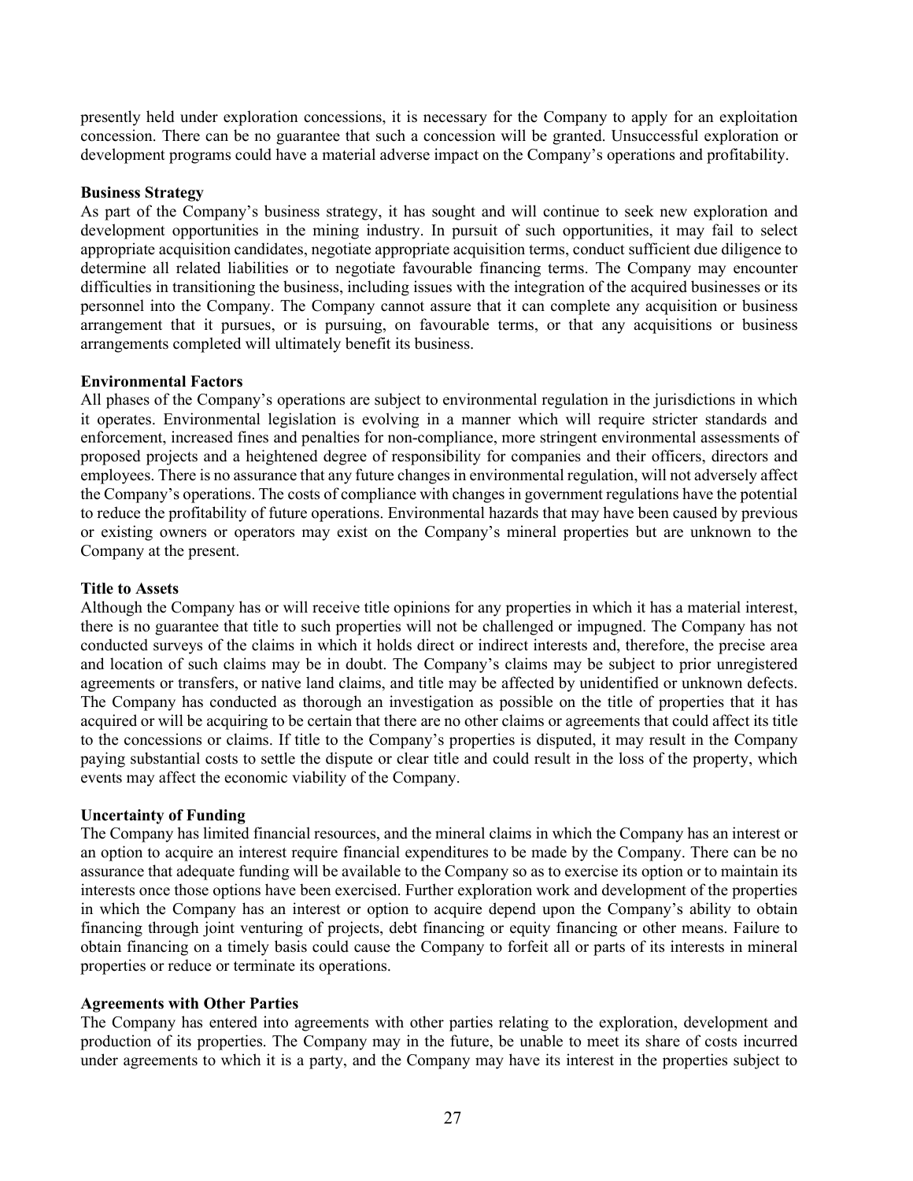presently held under exploration concessions, it is necessary for the Company to apply for an exploitation concession. There can be no guarantee that such a concession will be granted. Unsuccessful exploration or development programs could have a material adverse impact on the Company's operations and profitability.

**Business Strategy**

As part of the Company's business strategy, it has sought and will continue to seek new exploration and development opportunities in the mining industry. In pursuit of such opportunities, it may fail to select appropriate acquisition candidates, negotiate appropriate acquisition terms, conduct sufficient due diligence to determine all related liabilities or to negotiate favourable financing terms. The Company may encounter difficulties in transitioning the business, including issues with the integration of the acquired businesses or its personnel into the Company. The Company cannot assure that it can complete any acquisition or business arrangement that it pursues, or is pursuing, on favourable terms, or that any acquisitions or business arrangements completed will ultimately benefit its business.

**Environmental Factors**

All phases of the Company's operations are subject to environmental regulation in the jurisdictions in which it operates. Environmental legislation is evolving in a manner which will require stricter standards and enforcement, increased fines and penalties for non-compliance, more stringent environmental assessments of proposed projects and a heightened degree of responsibility for companies and their officers, directors and employees. There is no assurance that any future changes in environmental regulation, will not adversely affect the Company's operations. The costs of compliance with changes in government regulations have the potential to reduce the profitability of future operations. Environmental hazards that may have been caused by previous or existing owners or operators may exist on the Company's mineral properties but are unknown to the Company at the present.

**Title to Assets**

Although the Company has or will receive title opinions for any properties in which it has a material interest, there is no guarantee that title to such properties will not be challenged or impugned. The Company has not conducted surveys of the claims in which it holds direct or indirect interests and, therefore, the precise area and location of such claims may be in doubt. The Company's claims may be subject to prior unregistered agreements or transfers, or native land claims, and title may be affected by unidentified or unknown defects. The Company has conducted as thorough an investigation as possible on the title of properties that it has acquired or will be acquiring to be certain that there are no other claims or agreements that could affect its title to the concessions or claims. If title to the Company's properties is disputed, it may result in the Company paying substantial costs to settle the dispute or clear title and could result in the loss of the property, which events may affect the economic viability of the Company.

**Uncertainty of Funding**

The Company has limited financial resources, and the mineral claims in which the Company has an interest or an option to acquire an interest require financial expenditures to be made by the Company. There can be no assurance that adequate funding will be available to the Company so as to exercise its option or to maintain its interests once those options have been exercised. Further exploration work and development of the properties in which the Company has an interest or option to acquire depend upon the Company's ability to obtain financing through joint venturing of projects, debt financing or equity financing or other means. Failure to obtain financing on a timely basis could cause the Company to forfeit all or parts of its interests in mineral properties or reduce or terminate its operations.

**Agreements with Other Parties**

The Company has entered into agreements with other parties relating to the exploration, development and production of its properties. The Company may in the future, be unable to meet its share of costs incurred under agreements to which it is a party, and the Company may have its interest in the properties subject to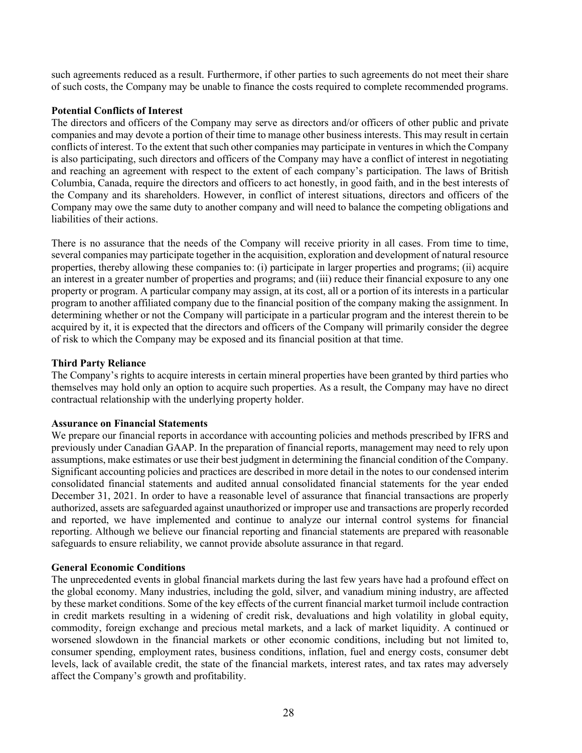such agreements reduced as a result. Furthermore, if other parties to such agreements do not meet their share of such costs, the Company may be unable to finance the costs required to complete recommended programs.

**Potential Conflicts of Interest**

The directors and officers of the Company may serve as directors and/or officers of other public and private companies and may devote a portion of their time to manage other business interests. This may result in certain conflicts of interest. To the extent that such other companies may participate in ventures in which the Company is also participating, such directors and officers of the Company may have a conflict of interest in negotiating and reaching an agreement with respect to the extent of each company's participation. The laws of British Columbia, Canada, require the directors and officers to act honestly, in good faith, and in the best interests of the Company and its shareholders. However, in conflict of interest situations, directors and officers of the Company may owe the same duty to another company and will need to balance the competing obligations and liabilities of their actions.

There is no assurance that the needs of the Company will receive priority in all cases. From time to time, several companies may participate together in the acquisition, exploration and development of natural resource properties, thereby allowing these companies to: (i) participate in larger properties and programs; (ii) acquire an interest in a greater number of properties and programs; and (iii) reduce their financial exposure to any one property or program. A particular company may assign, at its cost, all or a portion of its interests in a particular program to another affiliated company due to the financial position of the company making the assignment. In determining whether or not the Company will participate in a particular program and the interest therein to be acquired by it, it is expected that the directors and officers of the Company will primarily consider the degree of risk to which the Company may be exposed and its financial position at that time.

**Third Party Reliance**

The Company's rights to acquire interests in certain mineral properties have been granted by third parties who themselves may hold only an option to acquire such properties. As a result, the Company may have no direct contractual relationship with the underlying property holder.

**Assurance on Financial Statements**

We prepare our financial reports in accordance with accounting policies and methods prescribed by IFRS and previously under Canadian GAAP. In the preparation of financial reports, management may need to rely upon assumptions, make estimates or use their best judgment in determining the financial condition of the Company. Significant accounting policies and practices are described in more detail in the notes to our condensed interim consolidated financial statements and audited annual consolidated financial statements for the year ended December 31, 2021. In order to have a reasonable level of assurance that financial transactions are properly authorized, assets are safeguarded against unauthorized or improper use and transactions are properly recorded and reported, we have implemented and continue to analyze our internal control systems for financial reporting. Although we believe our financial reporting and financial statements are prepared with reasonable safeguards to ensure reliability, we cannot provide absolute assurance in that regard.

**General Economic Conditions**

The unprecedented events in global financial markets during the last few years have had a profound effect on the global economy. Many industries, including the gold, silver, and vanadium mining industry, are affected by these market conditions. Some of the key effects of the current financial market turmoil include contraction in credit markets resulting in a widening of credit risk, devaluations and high volatility in global equity, commodity, foreign exchange and precious metal markets, and a lack of market liquidity. A continued or worsened slowdown in the financial markets or other economic conditions, including but not limited to, consumer spending, employment rates, business conditions, inflation, fuel and energy costs, consumer debt levels, lack of available credit, the state of the financial markets, interest rates, and tax rates may adversely affect the Company's growth and profitability.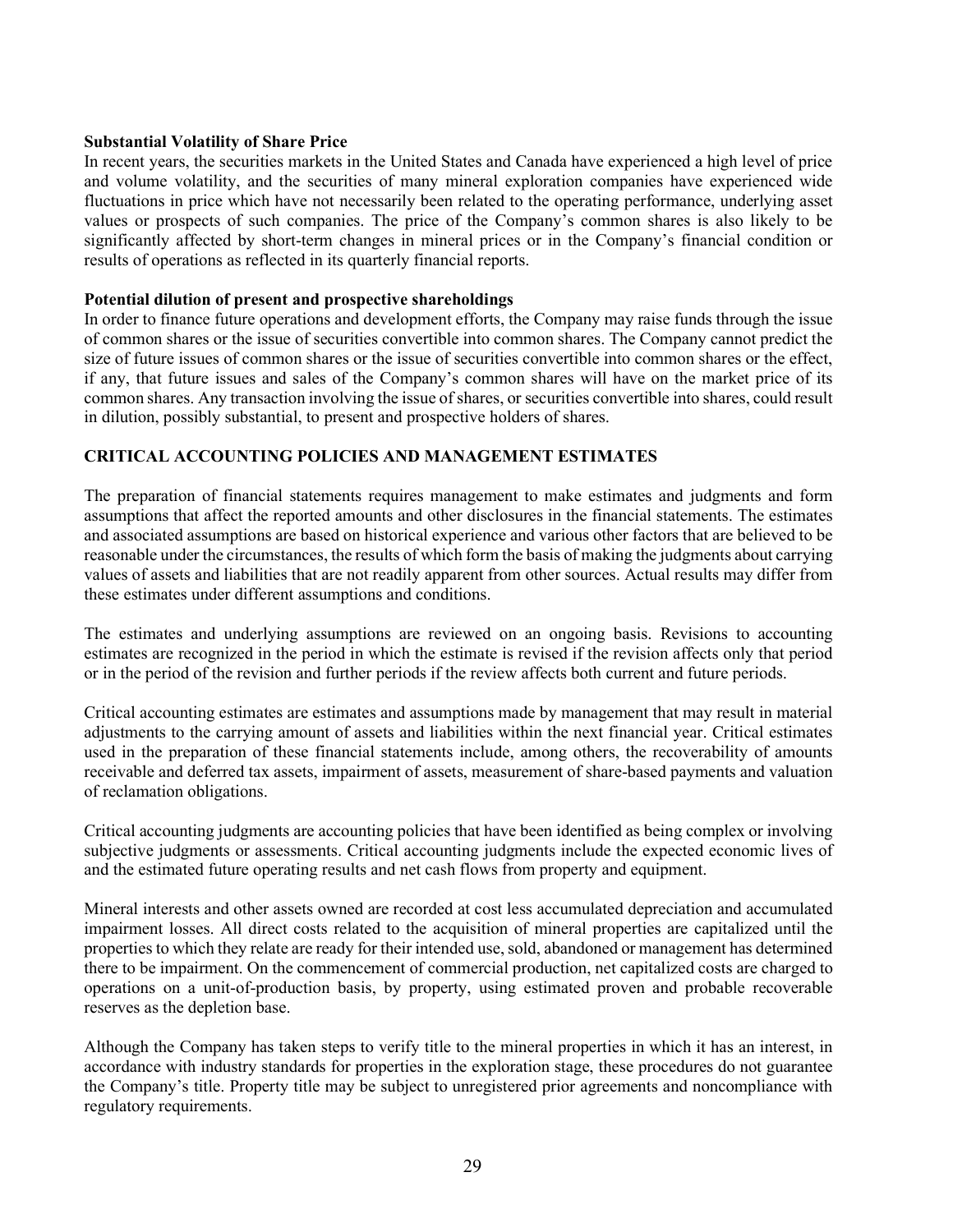**Substantial Volatility of Share Price**

In recent years, the securities markets in the United States and Canada have experienced a high level of price and volume volatility, and the securities of many mineral exploration companies have experienced wide fluctuations in price which have not necessarily been related to the operating performance, underlying asset values or prospects of such companies. The price of the Company's common shares is also likely to be significantly affected by short-term changes in mineral prices or in the Company's financial condition or results of operations as reflected in its quarterly financial reports.

**Potential dilution of present and prospective shareholdings**

In order to finance future operations and development efforts, the Company may raise funds through the issue of common shares or the issue of securities convertible into common shares. The Company cannot predict the size of future issues of common shares or the issue of securities convertible into common shares or the effect, if any, that future issues and sales of the Company's common shares will have on the market price of its common shares. Any transaction involving the issue of shares, or securities convertible into shares, could result in dilution, possibly substantial, to present and prospective holders of shares.

## CRITICAL ACCOUNTING POLICIES AND MANAGEMENT ESTIMATES

The preparation of financial statements requires management to make estimates and judgments and form assumptions that affect the reported amounts and other disclosures in the financial statements. The estimates and associated assumptions are based on historical experience and various other factors that are believed to be reasonable under the circumstances, the results of which form the basis of making the judgments about carrying values of assets and liabilities that are not readily apparent from other sources. Actual results may differ from these estimates under different assumptions and conditions.

The estimates and underlying assumptions are reviewed on an ongoing basis. Revisions to accounting estimates are recognized in the period in which the estimate is revised if the revision affects only that period or in the period of the revision and further periods if the review affects both current and future periods.

Critical accounting estimates are estimates and assumptions made by management that may result in material adjustments to the carrying amount of assets and liabilities within the next financial year. Critical estimates used in the preparation of these financial statements include, among others, the recoverability of amounts receivable and deferred tax assets, impairment of assets, measurement of share-based payments and valuation of reclamation obligations.

Critical accounting judgments are accounting policies that have been identified as being complex or involving subjective judgments or assessments. Critical accounting judgments include the expected economic lives of and the estimated future operating results and net cash flows from property and equipment.

Mineral interests and other assets owned are recorded at cost less accumulated depreciation and accumulated impairment losses. All direct costs related to the acquisition of mineral properties are capitalized until the properties to which they relate are ready for their intended use, sold, abandoned or management has determined there to be impairment. On the commencement of commercial production, net capitalized costs are charged to operations on a unit-of-production basis, by property, using estimated proven and probable recoverable reserves as the depletion base.

Although the Company has taken steps to verify title to the mineral properties in which it has an interest, in accordance with industry standards for properties in the exploration stage, these procedures do not guarantee the Company's title. Property title may be subject to unregistered prior agreements and noncompliance with regulatory requirements.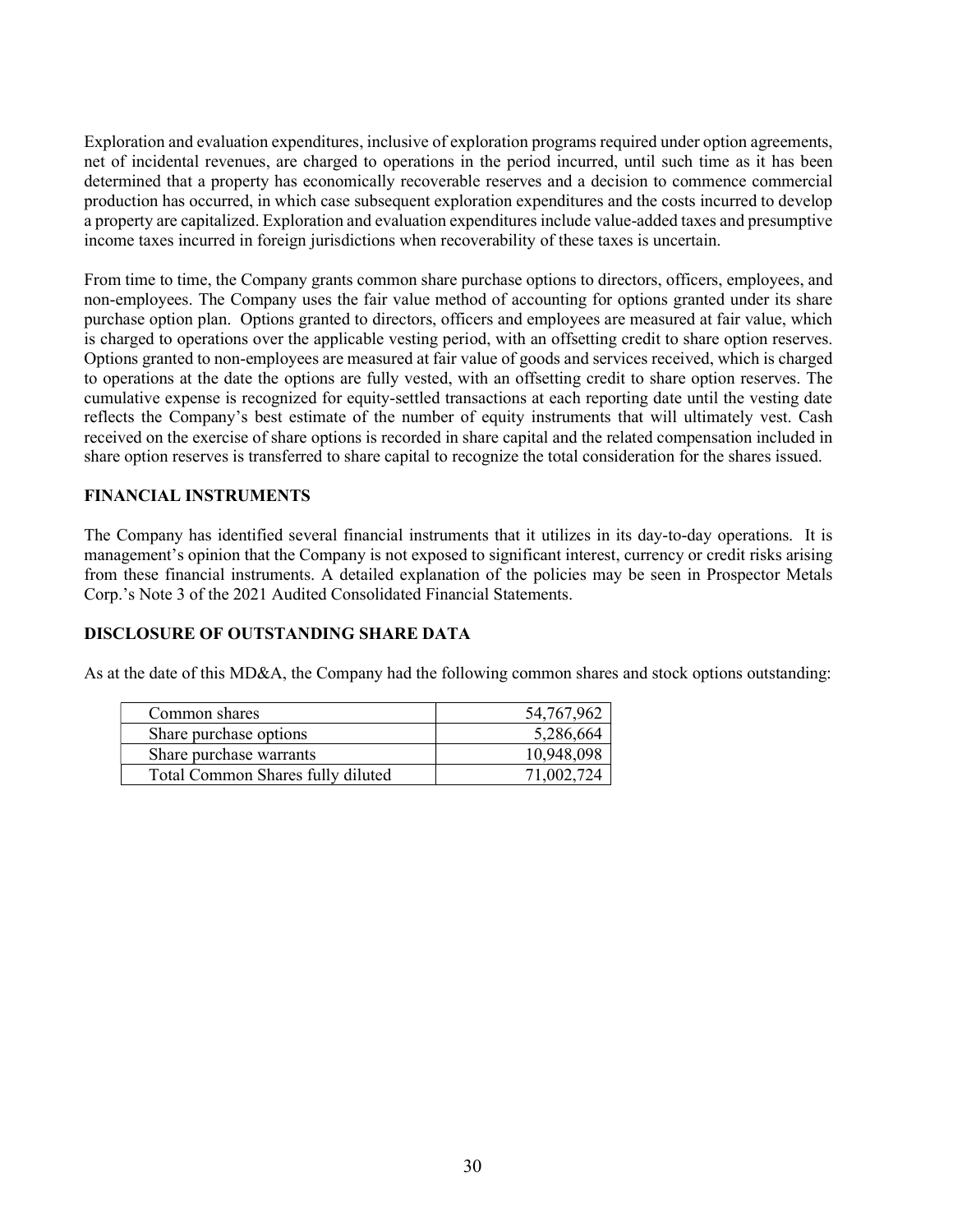Exploration and evaluation expenditures, inclusive of exploration programs required under option agreements, net of incidental revenues, are charged to operations in the period incurred, until such time as it has been determined that a property has economically recoverable reserves and a decision to commence commercial production has occurred, in which case subsequent exploration expenditures and the costs incurred to develop a property are capitalized. Exploration and evaluation expenditures include value-added taxes and presumptive income taxes incurred in foreign jurisdictions when recoverability of these taxes is uncertain.

From time to time, the Company grants common share purchase options to directors, officers, employees, and non-employees. The Company uses the fair value method of accounting for options granted under its share purchase option plan. Options granted to directors, officers and employees are measured at fair value, which is charged to operations over the applicable vesting period, with an offsetting credit to share option reserves. Options granted to non-employees are measured at fair value of goods and services received, which is charged to operations at the date the options are fully vested, with an offsetting credit to share option reserves. The cumulative expense is recognized for equity-settled transactions at each reporting date until the vesting date reflects the Company's best estimate of the number of equity instruments that will ultimately vest. Cash received on the exercise of share options is recorded in share capital and the related compensation included in share option reserves is transferred to share capital to recognize the total consideration for the shares issued.

## FINANCIAL INSTRUMENTS

The Company has identified several financial instruments that it utilizes in its day-to-day operations. It is management's opinion that the Company is not exposed to significant interest, currency or credit risks arising from these financial instruments. A detailed explanation of the policies may be seen in Prospector Metals Corp.'s Note 3 of the 2021 Audited Consolidated Financial Statements.

## DISCLOSURE OF OUTSTANDING SHARE DATA

As at the date of this MD&A, the Company had the following common shares and stock options outstanding:

| | |
|---|---|
| Common shares | 54,767,962 |
| Share purchase options | 5,286,664 |
| Share purchase warrants | 10,948,098 |
| Total Common Shares fully diluted | 71,002,724 |